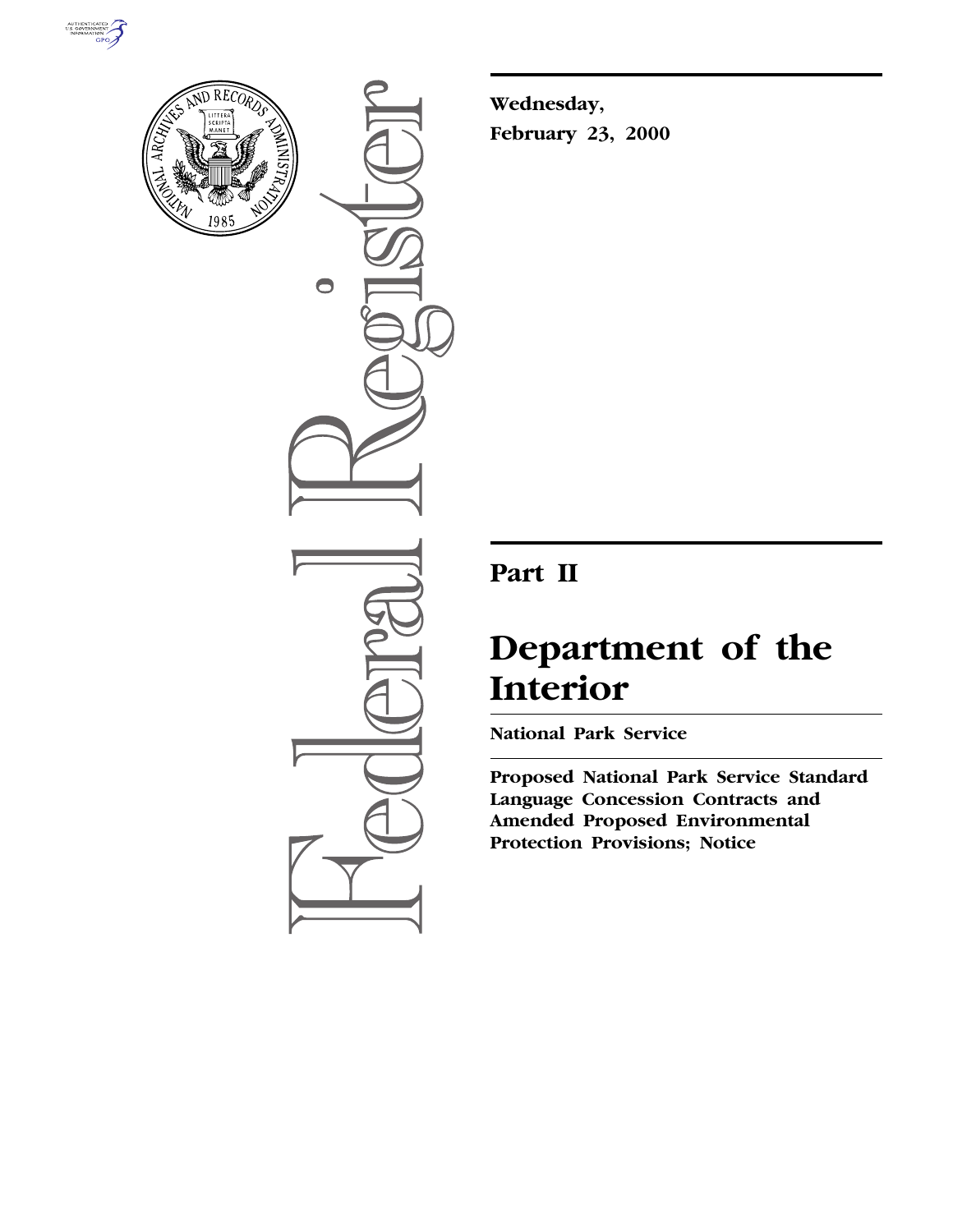**Wednesday,**
**February 23, 2000**

## Part II

# Department of the Interior

**National Park Service**

**Proposed National Park Service Standard Language Concession Contracts and Amended Proposed Environmental Protection Provisions; Notice**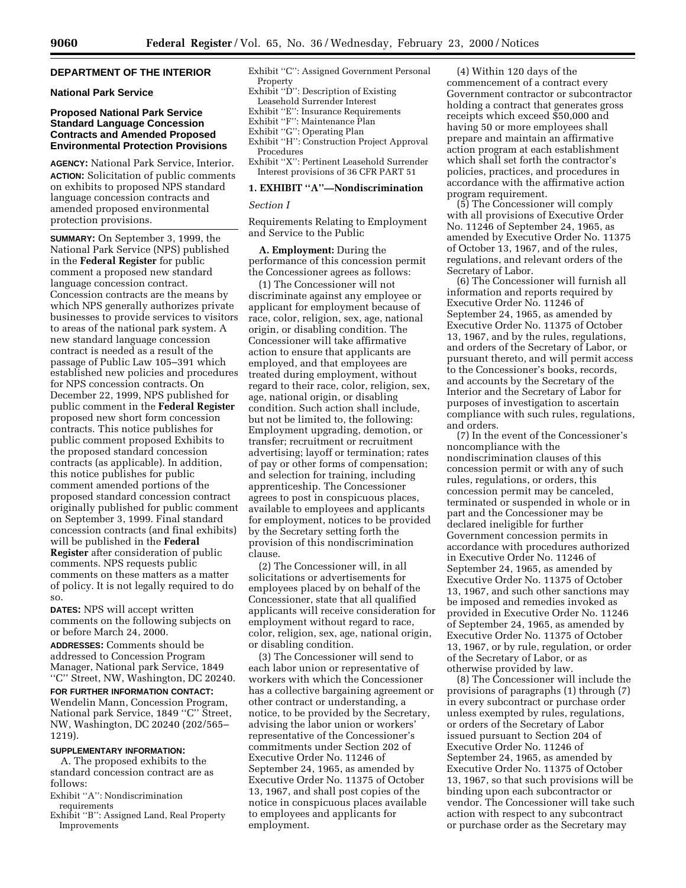## DEPARTMENT OF THE INTERIOR

### National Park Service

### Proposed National Park Service Standard Language Concession Contracts and Amended Proposed Environmental Protection Provisions

**AGENCY:** National Park Service, Interior.

**ACTION:** Solicitation of public comments on exhibits to proposed NPS standard language concession contracts and amended proposed environmental protection provisions.

**SUMMARY:** On September 3, 1999, the National Park Service (NPS) published in the **Federal Register** for public comment a proposed new standard language concession contract. Concession contracts are the means by which NPS generally authorizes private businesses to provide services to visitors to areas of the national park system. A new standard language concession contract is needed as a result of the passage of Public Law 105–391 which established new policies and procedures for NPS concession contracts. On December 22, 1999, NPS published for public comment in the **Federal Register** proposed new short form concession contracts. This notice publishes for public comment proposed Exhibits to the proposed standard concession contracts (as applicable). In addition, this notice publishes for public comment amended portions of the proposed standard concession contract originally published for public comment on September 3, 1999. Final standard concession contracts (and final exhibits) will be published in the **Federal Register** after consideration of public comments. NPS requests public comments on these matters as a matter of policy. It is not legally required to do so.

**DATES:** NPS will accept written comments on the following subjects on or before March 24, 2000.

**ADDRESSES:** Comments should be addressed to Concession Program Manager, National park Service, 1849 ''C'' Street, NW, Washington, DC 20240.

**FOR FURTHER INFORMATION CONTACT:** Wendelin Mann, Concession Program, National park Service, 1849 ''C'' Street, NW, Washington, DC 20240 (202/565–1219).

**SUPPLEMENTARY INFORMATION:**

A. The proposed exhibits to the standard concession contract are as follows:

Exhibit ''A'': Nondiscrimination requirements
Exhibit ''B'': Assigned Land, Real Property Improvements
Exhibit ''C'': Assigned Government Personal Property
Exhibit ''D'': Description of Existing Leasehold Surrender Interest
Exhibit ''E'': Insurance Requirements
Exhibit ''F'': Maintenance Plan
Exhibit ''G'': Operating Plan
Exhibit ''H'': Construction Project Approval Procedures
Exhibit ''X'': Pertinent Leasehold Surrender Interest provisions of 36 CFR PART 51

**1. EXHIBIT ''A''—Nondiscrimination**

*Section I*

Requirements Relating to Employment and Service to the Public

**A. Employment:** During the performance of this concession permit the Concessioner agrees as follows:

(1) The Concessioner will not discriminate against any employee or applicant for employment because of race, color, religion, sex, age, national origin, or disabling condition. The Concessioner will take affirmative action to ensure that applicants are employed, and that employees are treated during employment, without regard to their race, color, religion, sex, age, national origin, or disabling condition. Such action shall include, but not be limited to, the following: Employment upgrading, demotion, or transfer; recruitment or recruitment advertising; layoff or termination; rates of pay or other forms of compensation; and selection for training, including apprenticeship. The Concessioner agrees to post in conspicuous places, available to employees and applicants for employment, notices to be provided by the Secretary setting forth the provision of this nondiscrimination clause.

(2) The Concessioner will, in all solicitations or advertisements for employees placed by on behalf of the Concessioner, state that all qualified applicants will receive consideration for employment without regard to race, color, religion, sex, age, national origin, or disabling condition.

(3) The Concessioner will send to each labor union or representative of workers with which the Concessioner has a collective bargaining agreement or other contract or understanding, a notice, to be provided by the Secretary, advising the labor union or workers' representative of the Concessioner's commitments under Section 202 of Executive Order No. 11246 of September 24, 1965, as amended by Executive Order No. 11375 of October 13, 1967, and shall post copies of the notice in conspicuous places available to employees and applicants for employment.

(4) Within 120 days of the commencement of a contract every Government contractor or subcontractor holding a contract that generates gross receipts which exceed $50,000 and having 50 or more employees shall prepare and maintain an affirmative action program at each establishment which shall set forth the contractor's policies, practices, and procedures in accordance with the affirmative action program requirement.

(5) The Concessioner will comply with all provisions of Executive Order No. 11246 of September 24, 1965, as amended by Executive Order No. 11375 of October 13, 1967, and of the rules, regulations, and relevant orders of the Secretary of Labor.

(6) The Concessioner will furnish all information and reports required by Executive Order No. 11246 of September 24, 1965, as amended by Executive Order No. 11375 of October 13, 1967, and by the rules, regulations, and orders of the Secretary of Labor, or pursuant thereto, and will permit access to the Concessioner's books, records, and accounts by the Secretary of the Interior and the Secretary of Labor for purposes of investigation to ascertain compliance with such rules, regulations, and orders.

(7) In the event of the Concessioner's noncompliance with the nondiscrimination clauses of this concession permit or with any of such rules, regulations, or orders, this concession permit may be canceled, terminated or suspended in whole or in part and the Concessioner may be declared ineligible for further Government concession permits in accordance with procedures authorized in Executive Order No. 11246 of September 24, 1965, as amended by Executive Order No. 11375 of October 13, 1967, and such other sanctions may be imposed and remedies invoked as provided in Executive Order No. 11246 of September 24, 1965, as amended by Executive Order No. 11375 of October 13, 1967, or by rule, regulation, or order of the Secretary of Labor, or as otherwise provided by law.

(8) The Concessioner will include the provisions of paragraphs (1) through (7) in every subcontract or purchase order unless exempted by rules, regulations, or orders of the Secretary of Labor issued pursuant to Section 204 of Executive Order No. 11246 of September 24, 1965, as amended by Executive Order No. 11375 of October 13, 1967, so that such provisions will be binding upon each subcontractor or vendor. The Concessioner will take such action with respect to any subcontract or purchase order as the Secretary may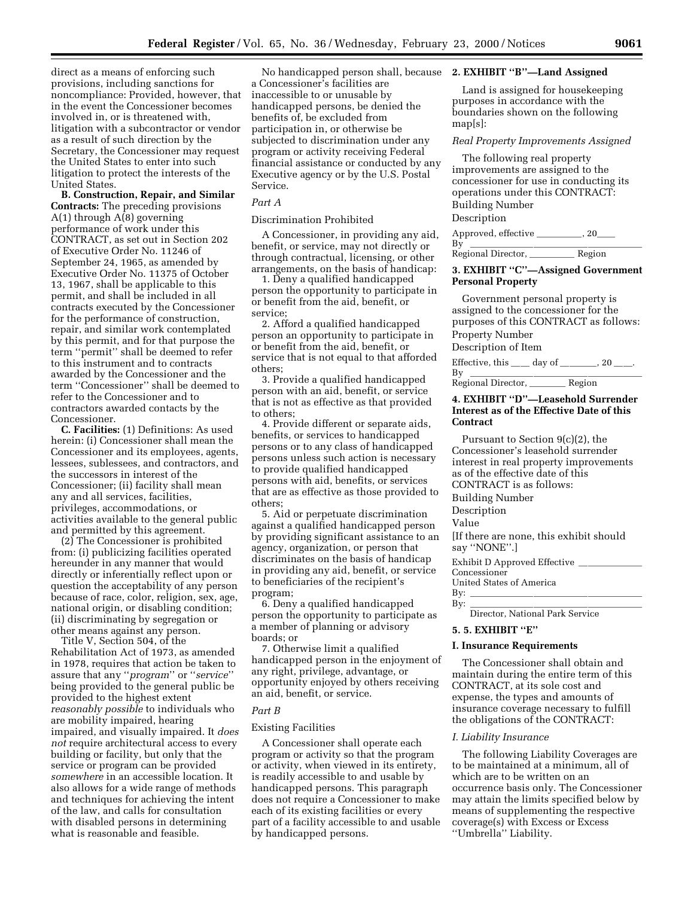direct as a means of enforcing such provisions, including sanctions for noncompliance: Provided, however, that in the event the Concessioner becomes involved in, or is threatened with, litigation with a subcontractor or vendor as a result of such direction by the Secretary, the Concessioner may request the United States to enter into such litigation to protect the interests of the United States.

**B. Construction, Repair, and Similar Contracts:** The preceding provisions A(1) through A(8) governing performance of work under this CONTRACT, as set out in Section 202 of Executive Order No. 11246 of September 24, 1965, as amended by Executive Order No. 11375 of October 13, 1967, shall be applicable to this permit, and shall be included in all contracts executed by the Concessioner for the performance of construction, repair, and similar work contemplated by this permit, and for that purpose the term ''permit'' shall be deemed to refer to this instrument and to contracts awarded by the Concessioner and the term ''Concessioner'' shall be deemed to refer to the Concessioner and to contractors awarded contacts by the Concessioner.

**C. Facilities:** (1) Definitions: As used herein: (i) Concessioner shall mean the Concessioner and its employees, agents, lessees, sublessees, and contractors, and the successors in interest of the Concessioner; (ii) facility shall mean any and all services, facilities, privileges, accommodations, or activities available to the general public and permitted by this agreement.

(2) The Concessioner is prohibited from: (i) publicizing facilities operated hereunder in any manner that would directly or inferentially reflect upon or question the acceptability of any person because of race, color, religion, sex, age, national origin, or disabling condition; (ii) discriminating by segregation or other means against any person.

Title V, Section 504, of the Rehabilitation Act of 1973, as amended in 1978, requires that action be taken to assure that any ''*program*'' or ''*service*'' being provided to the general public be provided to the highest extent *reasonably possible* to individuals who are mobility impaired, hearing impaired, and visually impaired. It *does not* require architectural access to every building or facility, but only that the service or program can be provided *somewhere* in an accessible location. It also allows for a wide range of methods and techniques for achieving the intent of the law, and calls for consultation with disabled persons in determining what is reasonable and feasible.

No handicapped person shall, because a Concessioner's facilities are inaccessible to or unusable by handicapped persons, be denied the benefits of, be excluded from participation in, or otherwise be subjected to discrimination under any program or activity receiving Federal financial assistance or conducted by any Executive agency or by the U.S. Postal Service.

*Part A*

Discrimination Prohibited

A Concessioner, in providing any aid, benefit, or service, may not directly or through contractual, licensing, or other arrangements, on the basis of handicap:

1. Deny a qualified handicapped person the opportunity to participate in or benefit from the aid, benefit, or service;
2. Afford a qualified handicapped person an opportunity to participate in or benefit from the aid, benefit, or service that is not equal to that afforded others;
3. Provide a qualified handicapped person with an aid, benefit, or service that is not as effective as that provided to others;
4. Provide different or separate aids, benefits, or services to handicapped persons or to any class of handicapped persons unless such action is necessary to provide qualified handicapped persons with aid, benefits, or services that are as effective as those provided to others;
5. Aid or perpetuate discrimination against a qualified handicapped person by providing significant assistance to an agency, organization, or person that discriminates on the basis of handicap in providing any aid, benefit, or service to beneficiaries of the recipient's program;
6. Deny a qualified handicapped person the opportunity to participate as a member of planning or advisory boards; or
7. Otherwise limit a qualified handicapped person in the enjoyment of any right, privilege, advantage, or opportunity enjoyed by others receiving an aid, benefit, or service.

*Part B*

Existing Facilities

A Concessioner shall operate each program or activity so that the program or activity, when viewed in its entirety, is readily accessible to and usable by handicapped persons. This paragraph does not require a Concessioner to make each of its existing facilities or every part of a facility accessible to and usable by handicapped persons.

**2. EXHIBIT ''B''—Land Assigned**

Land is assigned for housekeeping purposes in accordance with the boundaries shown on the following map[s]:

*Real Property Improvements Assigned*

The following real property improvements are assigned to the concessioner for use in conducting its operations under this CONTRACT:

Building Number

Description

Approved, effective \_\_\_\_\_\_\_\_\_\_, 20\_\_\_\_

By \_\_\_\_\_\_\_\_\_\_\_\_\_\_\_\_\_\_\_\_\_\_\_\_\_\_\_\_\_\_

Regional Director, \_\_\_\_\_\_\_\_\_\_ Region

**3. EXHIBIT ''C''—Assigned Government Personal Property**

Government personal property is assigned to the concessioner for the purposes of this CONTRACT as follows:

Property Number

Description of Item

Effective, this \_\_\_\_ day of \_\_\_\_\_\_\_\_, 20 \_\_\_\_.

By \_\_\_\_\_\_\_\_\_\_\_\_\_\_\_\_\_\_\_\_\_\_\_\_\_\_\_\_\_\_

Regional Director, \_\_\_\_\_\_\_\_ Region

**4. EXHIBIT ''D''—Leasehold Surrender Interest as of the Effective Date of this Contract**

Pursuant to Section 9(c)(2), the Concessioner's leasehold surrender interest in real property improvements as of the effective date of this CONTRACT is as follows:

Building Number

Description

Value

[If there are none, this exhibit should say ''NONE''.]

Exhibit D Approved Effective \_\_\_\_\_\_\_\_\_\_\_\_\_

Concessioner

United States of America

By: \_\_\_\_\_\_\_\_\_\_\_\_\_\_\_\_\_\_\_\_\_\_\_\_\_\_\_\_\_\_

By: \_\_\_\_\_\_\_\_\_\_\_\_\_\_\_\_\_\_\_\_\_\_\_\_\_\_\_\_\_\_

Director, National Park Service

**5. 5. EXHIBIT ''E''**

**I. Insurance Requirements**

The Concessioner shall obtain and maintain during the entire term of this CONTRACT, at its sole cost and expense, the types and amounts of insurance coverage necessary to fulfill the obligations of the CONTRACT:

*I. Liability Insurance*

The following Liability Coverages are to be maintained at a minimum, all of which are to be written on an occurrence basis only. The Concessioner may attain the limits specified below by means of supplementing the respective coverage(s) with Excess or Excess ''Umbrella'' Liability.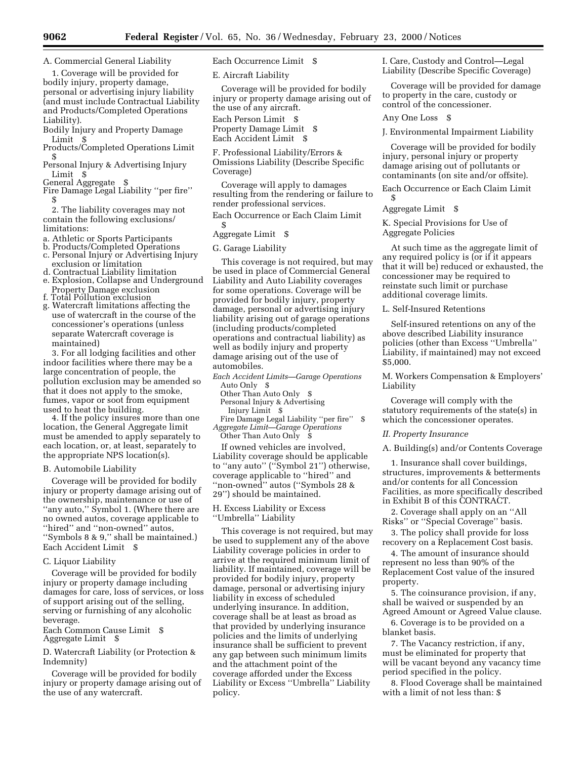A. Commercial General Liability

1. Coverage will be provided for bodily injury, property damage, personal or advertising injury liability (and must include Contractual Liability and Products/Completed Operations Liability).

Bodily Injury and Property Damage Limit $
Products/Completed Operations Limit $
Personal Injury & Advertising Injury Limit $
General Aggregate $
Fire Damage Legal Liability ''per fire'' $

2. The liability coverages may not contain the following exclusions/limitations:

a. Athletic or Sports Participants
b. Products/Completed Operations
c. Personal Injury or Advertising Injury exclusion or limitation
d. Contractual Liability limitation
e. Explosion, Collapse and Underground Property Damage exclusion
f. Total Pollution exclusion
g. Watercraft limitations affecting the use of watercraft in the course of the concessioner's operations (unless separate Watercraft coverage is maintained)

3. For all lodging facilities and other indoor facilities where there may be a large concentration of people, the pollution exclusion may be amended so that it does not apply to the smoke, fumes, vapor or soot from equipment used to heat the building.

4. If the policy insures more than one location, the General Aggregate limit must be amended to apply separately to each location, or, at least, separately to the appropriate NPS location(s).

B. Automobile Liability

Coverage will be provided for bodily injury or property damage arising out of the ownership, maintenance or use of ''any auto,'' Symbol 1. (Where there are no owned autos, coverage applicable to ''hired'' and ''non-owned'' autos, ''Symbols 8 & 9,'' shall be maintained.)

Each Accident Limit $

C. Liquor Liability

Coverage will be provided for bodily injury or property damage including damages for care, loss of services, or loss of support arising out of the selling, serving or furnishing of any alcoholic beverage.

Each Common Cause Limit $
Aggregate Limit $

D. Watercraft Liability (or Protection & Indemnity)

Coverage will be provided for bodily injury or property damage arising out of the use of any watercraft.

Each Occurrence Limit $

E. Aircraft Liability

Coverage will be provided for bodily injury or property damage arising out of the use of any aircraft.

Each Person Limit $
Property Damage Limit $
Each Accident Limit $

F. Professional Liability/Errors & Omissions Liability (Describe Specific Coverage)

Coverage will apply to damages resulting from the rendering or failure to render professional services.

Each Occurrence or Each Claim Limit $
Aggregate Limit $

G. Garage Liability

This coverage is not required, but may be used in place of Commercial General Liability and Auto Liability coverages for some operations. Coverage will be provided for bodily injury, property damage, personal or advertising injury liability arising out of garage operations (including products/completed operations and contractual liability) as well as bodily injury and property damage arising out of the use of automobiles.

*Each Accident Limits—Garage Operations*
Auto Only $
Other Than Auto Only $
Personal Injury & Advertising Injury Limit $
Fire Damage Legal Liability ''per fire'' $
*Aggregate Limit—Garage Operations*
Other Than Auto Only $

If owned vehicles are involved, Liability coverage should be applicable to ''any auto'' (''Symbol 21'') otherwise, coverage applicable to ''hired'' and ''non-owned'' autos (''Symbols 28 & 29'') should be maintained.

H. Excess Liability or Excess ''Umbrella'' Liability

This coverage is not required, but may be used to supplement any of the above Liability coverage policies in order to arrive at the required minimum limit of liability. If maintained, coverage will be provided for bodily injury, property damage, personal or advertising injury liability in excess of scheduled underlying insurance. In addition, coverage shall be at least as broad as that provided by underlying insurance policies and the limits of underlying insurance shall be sufficient to prevent any gap between such minimum limits and the attachment point of the coverage afforded under the Excess Liability or Excess ''Umbrella'' Liability policy.

I. Care, Custody and Control—Legal Liability (Describe Specific Coverage)

Coverage will be provided for damage to property in the care, custody or control of the concessioner.

Any One Loss $

J. Environmental Impairment Liability

Coverage will be provided for bodily injury, personal injury or property damage arising out of pollutants or contaminants (on site and/or offsite).

Each Occurrence or Each Claim Limit $
Aggregate Limit $

K. Special Provisions for Use of Aggregate Policies

At such time as the aggregate limit of any required policy is (or if it appears that it will be) reduced or exhausted, the concessioner may be required to reinstate such limit or purchase additional coverage limits.

L. Self-Insured Retentions

Self-insured retentions on any of the above described Liability insurance policies (other than Excess ''Umbrella'' Liability, if maintained) may not exceed $5,000.

M. Workers Compensation & Employers' Liability

Coverage will comply with the statutory requirements of the state(s) in which the concessioner operates.

*II. Property Insurance*

A. Building(s) and/or Contents Coverage

1. Insurance shall cover buildings, structures, improvements & betterments and/or contents for all Concession Facilities, as more specifically described in Exhibit B of this CONTRACT.

2. Coverage shall apply on an ''All Risks'' or ''Special Coverage'' basis.

3. The policy shall provide for loss recovery on a Replacement Cost basis.

4. The amount of insurance should represent no less than 90% of the Replacement Cost value of the insured property.

5. The coinsurance provision, if any, shall be waived or suspended by an Agreed Amount or Agreed Value clause.

6. Coverage is to be provided on a blanket basis.

7. The Vacancy restriction, if any, must be eliminated for property that will be vacant beyond any vacancy time period specified in the policy.

8. Flood Coverage shall be maintained with a limit of not less than: $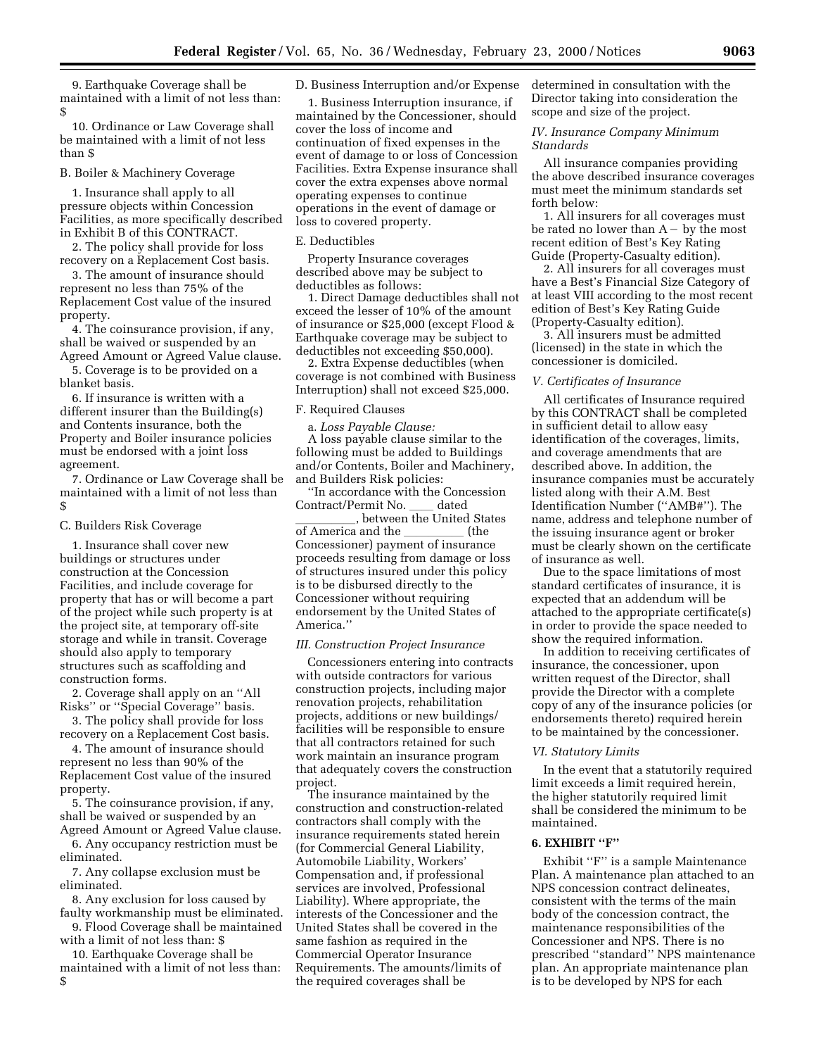9. Earthquake Coverage shall be maintained with a limit of not less than: $

10. Ordinance or Law Coverage shall be maintained with a limit of not less than $

B. Boiler & Machinery Coverage

1. Insurance shall apply to all pressure objects within Concession Facilities, as more specifically described in Exhibit B of this CONTRACT.

2. The policy shall provide for loss recovery on a Replacement Cost basis.

3. The amount of insurance should represent no less than 75% of the Replacement Cost value of the insured property.

4. The coinsurance provision, if any, shall be waived or suspended by an Agreed Amount or Agreed Value clause.

5. Coverage is to be provided on a blanket basis.

6. If insurance is written with a different insurer than the Building(s) and Contents insurance, both the Property and Boiler insurance policies must be endorsed with a joint loss agreement.

7. Ordinance or Law Coverage shall be maintained with a limit of not less than $

C. Builders Risk Coverage

1. Insurance shall cover new buildings or structures under construction at the Concession Facilities, and include coverage for property that has or will become a part of the project while such property is at the project site, at temporary off-site storage and while in transit. Coverage should also apply to temporary structures such as scaffolding and construction forms.

2. Coverage shall apply on an ''All Risks'' or ''Special Coverage'' basis.

3. The policy shall provide for loss recovery on a Replacement Cost basis.

4. The amount of insurance should represent no less than 90% of the Replacement Cost value of the insured property.

5. The coinsurance provision, if any, shall be waived or suspended by an Agreed Amount or Agreed Value clause.

6. Any occupancy restriction must be eliminated.

7. Any collapse exclusion must be eliminated.

8. Any exclusion for loss caused by faulty workmanship must be eliminated.

9. Flood Coverage shall be maintained with a limit of not less than: $

10. Earthquake Coverage shall be maintained with a limit of not less than: $

D. Business Interruption and/or Expense

1. Business Interruption insurance, if maintained by the Concessioner, should cover the loss of income and continuation of fixed expenses in the event of damage to or loss of Concession Facilities. Extra Expense insurance shall cover the extra expenses above normal operating expenses to continue operations in the event of damage or loss to covered property.

E. Deductibles

Property Insurance coverages described above may be subject to deductibles as follows:

1. Direct Damage deductibles shall not exceed the lesser of 10% of the amount of insurance or $25,000 (except Flood & Earthquake coverage may be subject to deductibles not exceeding $50,000).

2. Extra Expense deductibles (when coverage is not combined with Business Interruption) shall not exceed $25,000.

F. Required Clauses

a. *Loss Payable Clause:*

A loss payable clause similar to the following must be added to Buildings and/or Contents, Boiler and Machinery, and Builders Risk policies:

''In accordance with the Concession Contract/Permit No. ____ dated __________, between the United States of America and the __________ (the Concessioner) payment of insurance proceeds resulting from damage or loss of structures insured under this policy is to be disbursed directly to the Concessioner without requiring endorsement by the United States of America.''

*III. Construction Project Insurance*

Concessioners entering into contracts with outside contractors for various construction projects, including major renovation projects, rehabilitation projects, additions or new buildings/ facilities will be responsible to ensure that all contractors retained for such work maintain an insurance program that adequately covers the construction project.

The insurance maintained by the construction and construction-related contractors shall comply with the insurance requirements stated herein (for Commercial General Liability, Automobile Liability, Workers' Compensation and, if professional services are involved, Professional Liability). Where appropriate, the interests of the Concessioner and the United States shall be covered in the same fashion as required in the Commercial Operator Insurance Requirements. The amounts/limits of the required coverages shall be determined in consultation with the Director taking into consideration the scope and size of the project.

*IV. Insurance Company Minimum Standards*

All insurance companies providing the above described insurance coverages must meet the minimum standards set forth below:

1. All insurers for all coverages must be rated no lower than A− by the most recent edition of Best's Key Rating Guide (Property-Casualty edition).

2. All insurers for all coverages must have a Best's Financial Size Category of at least VIII according to the most recent edition of Best's Key Rating Guide (Property-Casualty edition).

3. All insurers must be admitted (licensed) in the state in which the concessioner is domiciled.

*V. Certificates of Insurance*

All certificates of Insurance required by this CONTRACT shall be completed in sufficient detail to allow easy identification of the coverages, limits, and coverage amendments that are described above. In addition, the insurance companies must be accurately listed along with their A.M. Best Identification Number (''AMB#''). The name, address and telephone number of the issuing insurance agent or broker must be clearly shown on the certificate of insurance as well.

Due to the space limitations of most standard certificates of insurance, it is expected that an addendum will be attached to the appropriate certificate(s) in order to provide the space needed to show the required information.

In addition to receiving certificates of insurance, the concessioner, upon written request of the Director, shall provide the Director with a complete copy of any of the insurance policies (or endorsements thereto) required herein to be maintained by the concessioner.

*VI. Statutory Limits*

In the event that a statutorily required limit exceeds a limit required herein, the higher statutorily required limit shall be considered the minimum to be maintained.

**6. EXHIBIT ''F''**

Exhibit ''F'' is a sample Maintenance Plan. A maintenance plan attached to an NPS concession contract delineates, consistent with the terms of the main body of the concession contract, the maintenance responsibilities of the Concessioner and NPS. There is no prescribed ''standard'' NPS maintenance plan. An appropriate maintenance plan is to be developed by NPS for each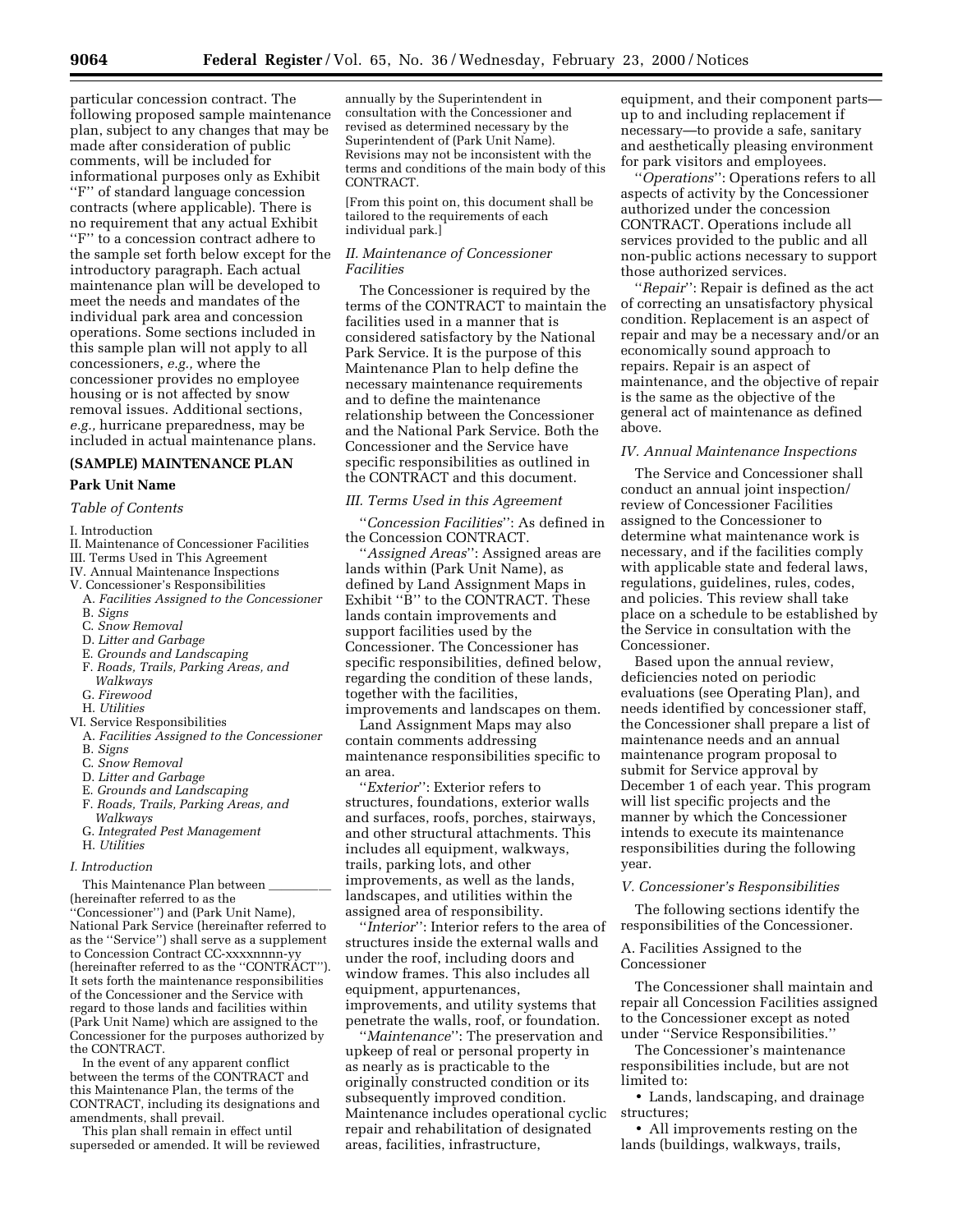particular concession contract. The following proposed sample maintenance plan, subject to any changes that may be made after consideration of public comments, will be included for informational purposes only as Exhibit ''F'' of standard language concession contracts (where applicable). There is no requirement that any actual Exhibit ''F'' to a concession contract adhere to the sample set forth below except for the introductory paragraph. Each actual maintenance plan will be developed to meet the needs and mandates of the individual park area and concession operations. Some sections included in this sample plan will not apply to all concessioners, *e.g.,* where the concessioner provides no employee housing or is not affected by snow removal issues. Additional sections, *e.g.,* hurricane preparedness, may be included in actual maintenance plans.

## (SAMPLE) MAINTENANCE PLAN

### Park Unit Name

*Table of Contents*

I. Introduction
II. Maintenance of Concessioner Facilities
III. Terms Used in This Agreement
IV. Annual Maintenance Inspections
V. Concessioner's Responsibilities
  A. *Facilities Assigned to the Concessioner*
  B. *Signs*
  C. *Snow Removal*
  D. *Litter and Garbage*
  E. *Grounds and Landscaping*
  F. *Roads, Trails, Parking Areas, and Walkways*
  G. *Firewood*
  H. *Utilities*
VI. Service Responsibilities
  A. *Facilities Assigned to the Concessioner*
  B. *Signs*
  C. *Snow Removal*
  D. *Litter and Garbage*
  E. *Grounds and Landscaping*
  F. *Roads, Trails, Parking Areas, and Walkways*
  G. *Integrated Pest Management*
  H. *Utilities*

*I. Introduction*

This Maintenance Plan between __________ (hereinafter referred to as the ''Concessioner'') and (Park Unit Name), National Park Service (hereinafter referred to as the ''Service'') shall serve as a supplement to Concession Contract CC-xxxxnnnn-yy (hereinafter referred to as the ''CONTRACT''). It sets forth the maintenance responsibilities of the Concessioner and the Service with regard to those lands and facilities within (Park Unit Name) which are assigned to the Concessioner for the purposes authorized by the CONTRACT.

In the event of any apparent conflict between the terms of the CONTRACT and this Maintenance Plan, the terms of the CONTRACT, including its designations and amendments, shall prevail.

This plan shall remain in effect until superseded or amended. It will be reviewed annually by the Superintendent in consultation with the Concessioner and revised as determined necessary by the Superintendent of (Park Unit Name). Revisions may not be inconsistent with the terms and conditions of the main body of this CONTRACT.

[From this point on, this document shall be tailored to the requirements of each individual park.]

*II. Maintenance of Concessioner Facilities*

The Concessioner is required by the terms of the CONTRACT to maintain the facilities used in a manner that is considered satisfactory by the National Park Service. It is the purpose of this Maintenance Plan to help define the necessary maintenance requirements and to define the maintenance relationship between the Concessioner and the National Park Service. Both the Concessioner and the Service have specific responsibilities as outlined in the CONTRACT and this document.

*III. Terms Used in this Agreement*

''*Concession Facilities*'': As defined in the Concession CONTRACT.

''*Assigned Areas*'': Assigned areas are lands within (Park Unit Name), as defined by Land Assignment Maps in Exhibit ''B'' to the CONTRACT. These lands contain improvements and support facilities used by the Concessioner. The Concessioner has specific responsibilities, defined below, regarding the condition of these lands, together with the facilities, improvements and landscapes on them.

Land Assignment Maps may also contain comments addressing maintenance responsibilities specific to an area.

''*Exterior*'': Exterior refers to structures, foundations, exterior walls and surfaces, roofs, porches, stairways, and other structural attachments. This includes all equipment, walkways, trails, parking lots, and other improvements, as well as the lands, landscapes, and utilities within the assigned area of responsibility.

''*Interior*'': Interior refers to the area of structures inside the external walls and under the roof, including doors and window frames. This also includes all equipment, appurtenances, improvements, and utility systems that penetrate the walls, roof, or foundation.

''*Maintenance*'': The preservation and upkeep of real or personal property in as nearly as is practicable to the originally constructed condition or its subsequently improved condition. Maintenance includes operational cyclic repair and rehabilitation of designated areas, facilities, infrastructure, equipment, and their component parts—up to and including replacement if necessary—to provide a safe, sanitary and aesthetically pleasing environment for park visitors and employees.

''*Operations*'': Operations refers to all aspects of activity by the Concessioner authorized under the concession CONTRACT. Operations include all services provided to the public and all non-public actions necessary to support those authorized services.

''*Repair*'': Repair is defined as the act of correcting an unsatisfactory physical condition. Replacement is an aspect of repair and may be a necessary and/or an economically sound approach to repairs. Repair is an aspect of maintenance, and the objective of repair is the same as the objective of the general act of maintenance as defined above.

*IV. Annual Maintenance Inspections*

The Service and Concessioner shall conduct an annual joint inspection/review of Concessioner Facilities assigned to the Concessioner to determine what maintenance work is necessary, and if the facilities comply with applicable state and federal laws, regulations, guidelines, rules, codes, and policies. This review shall take place on a schedule to be established by the Service in consultation with the Concessioner.

Based upon the annual review, deficiencies noted on periodic evaluations (see Operating Plan), and needs identified by concessioner staff, the Concessioner shall prepare a list of maintenance needs and an annual maintenance program proposal to submit for Service approval by December 1 of each year. This program will list specific projects and the manner by which the Concessioner intends to execute its maintenance responsibilities during the following year.

*V. Concessioner's Responsibilities*

The following sections identify the responsibilities of the Concessioner.

A. Facilities Assigned to the Concessioner

The Concessioner shall maintain and repair all Concession Facilities assigned to the Concessioner except as noted under ''Service Responsibilities.''

The Concessioner's maintenance responsibilities include, but are not limited to:

- Lands, landscaping, and drainage structures;
- All improvements resting on the lands (buildings, walkways, trails,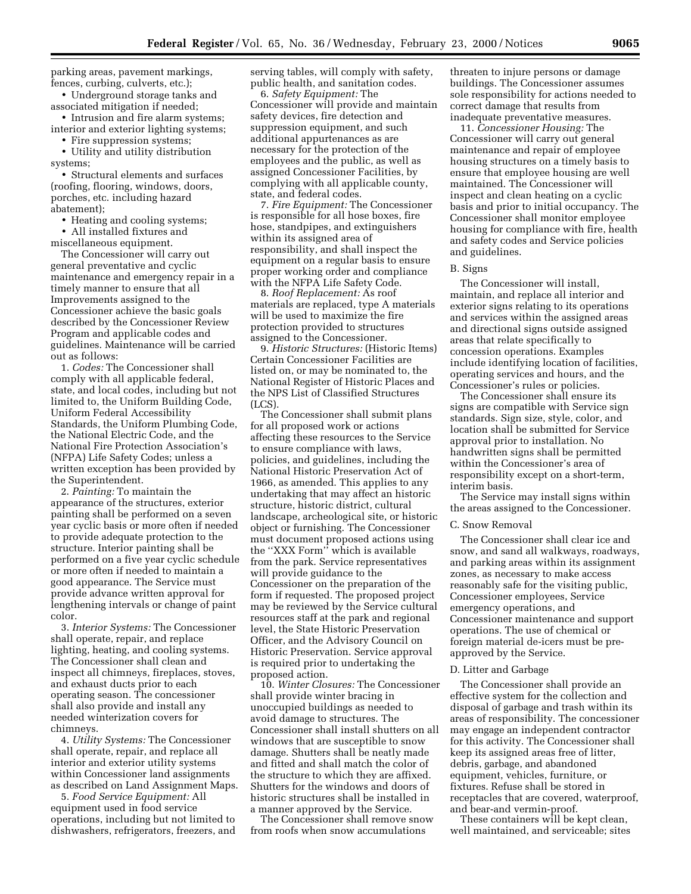parking areas, pavement markings, fences, curbing, culverts, etc.);

• Underground storage tanks and associated mitigation if needed;

• Intrusion and fire alarm systems; interior and exterior lighting systems;

• Fire suppression systems;

• Utility and utility distribution systems;

• Structural elements and surfaces (roofing, flooring, windows, doors, porches, etc. including hazard abatement);

• Heating and cooling systems;

• All installed fixtures and miscellaneous equipment.

The Concessioner will carry out general preventative and cyclic maintenance and emergency repair in a timely manner to ensure that all Improvements assigned to the Concessioner achieve the basic goals described by the Concessioner Review Program and applicable codes and guidelines. Maintenance will be carried out as follows:

1. *Codes:* The Concessioner shall comply with all applicable federal, state, and local codes, including but not limited to, the Uniform Building Code, Uniform Federal Accessibility Standards, the Uniform Plumbing Code, the National Electric Code, and the National Fire Protection Association's (NFPA) Life Safety Codes; unless a written exception has been provided by the Superintendent.

2. *Painting:* To maintain the appearance of the structures, exterior painting shall be performed on a seven year cyclic basis or more often if needed to provide adequate protection to the structure. Interior painting shall be performed on a five year cyclic schedule or more often if needed to maintain a good appearance. The Service must provide advance written approval for lengthening intervals or change of paint color.

3. *Interior Systems:* The Concessioner shall operate, repair, and replace lighting, heating, and cooling systems. The Concessioner shall clean and inspect all chimneys, fireplaces, stoves, and exhaust ducts prior to each operating season. The concessioner shall also provide and install any needed winterization covers for chimneys.

4. *Utility Systems:* The Concessioner shall operate, repair, and replace all interior and exterior utility systems within Concessioner land assignments as described on Land Assignment Maps.

5. *Food Service Equipment:* All equipment used in food service operations, including but not limited to dishwashers, refrigerators, freezers, and serving tables, will comply with safety, public health, and sanitation codes.

6. *Safety Equipment:* The Concessioner will provide and maintain safety devices, fire detection and suppression equipment, and such additional appurtenances as are necessary for the protection of the employees and the public, as well as assigned Concessioner Facilities, by complying with all applicable county, state, and federal codes.

7. *Fire Equipment:* The Concessioner is responsible for all hose boxes, fire hose, standpipes, and extinguishers within its assigned area of responsibility, and shall inspect the equipment on a regular basis to ensure proper working order and compliance with the NFPA Life Safety Code.

8. *Roof Replacement:* As roof materials are replaced, type A materials will be used to maximize the fire protection provided to structures assigned to the Concessioner.

9. *Historic Structures:* (Historic Items) Certain Concessioner Facilities are listed on, or may be nominated to, the National Register of Historic Places and the NPS List of Classified Structures (LCS).

The Concessioner shall submit plans for all proposed work or actions affecting these resources to the Service to ensure compliance with laws, policies, and guidelines, including the National Historic Preservation Act of 1966, as amended. This applies to any undertaking that may affect an historic structure, historic district, cultural landscape, archeological site, or historic object or furnishing. The Concessioner must document proposed actions using the ''XXX Form'' which is available from the park. Service representatives will provide guidance to the Concessioner on the preparation of the form if requested. The proposed project may be reviewed by the Service cultural resources staff at the park and regional level, the State Historic Preservation Officer, and the Advisory Council on Historic Preservation. Service approval is required prior to undertaking the proposed action.

10. *Winter Closures:* The Concessioner shall provide winter bracing in unoccupied buildings as needed to avoid damage to structures. The Concessioner shall install shutters on all windows that are susceptible to snow damage. Shutters shall be neatly made and fitted and shall match the color of the structure to which they are affixed. Shutters for the windows and doors of historic structures shall be installed in a manner approved by the Service.

The Concessioner shall remove snow from roofs when snow accumulations threaten to injure persons or damage buildings. The Concessioner assumes sole responsibility for actions needed to correct damage that results from inadequate preventative measures.

11. *Concessioner Housing:* The Concessioner will carry out general maintenance and repair of employee housing structures on a timely basis to ensure that employee housing are well maintained. The Concessioner will inspect and clean heating on a cyclic basis and prior to initial occupancy. The Concessioner shall monitor employee housing for compliance with fire, health and safety codes and Service policies and guidelines.

B. Signs

The Concessioner will install, maintain, and replace all interior and exterior signs relating to its operations and services within the assigned areas and directional signs outside assigned areas that relate specifically to concession operations. Examples include identifying location of facilities, operating services and hours, and the Concessioner's rules or policies.

The Concessioner shall ensure its signs are compatible with Service sign standards. Sign size, style, color, and location shall be submitted for Service approval prior to installation. No handwritten signs shall be permitted within the Concessioner's area of responsibility except on a short-term, interim basis.

The Service may install signs within the areas assigned to the Concessioner.

C. Snow Removal

The Concessioner shall clear ice and snow, and sand all walkways, roadways, and parking areas within its assignment zones, as necessary to make access reasonably safe for the visiting public, Concessioner employees, Service emergency operations, and Concessioner maintenance and support operations. The use of chemical or foreign material de-icers must be pre-approved by the Service.

D. Litter and Garbage

The Concessioner shall provide an effective system for the collection and disposal of garbage and trash within its areas of responsibility. The concessioner may engage an independent contractor for this activity. The Concessioner shall keep its assigned areas free of litter, debris, garbage, and abandoned equipment, vehicles, furniture, or fixtures. Refuse shall be stored in receptacles that are covered, waterproof, and bear-and vermin-proof.

These containers will be kept clean, well maintained, and serviceable; sites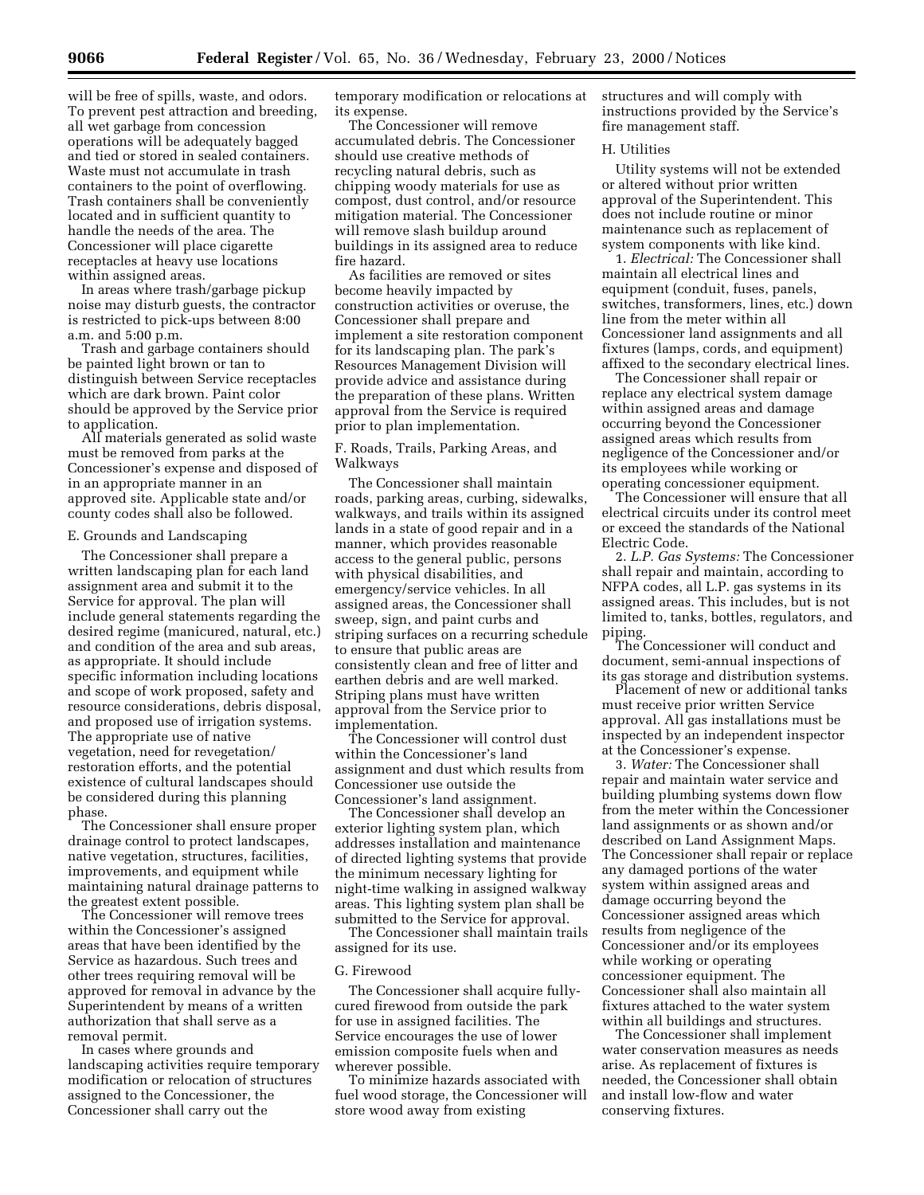will be free of spills, waste, and odors. To prevent pest attraction and breeding, all wet garbage from concession operations will be adequately bagged and tied or stored in sealed containers. Waste must not accumulate in trash containers to the point of overflowing. Trash containers shall be conveniently located and in sufficient quantity to handle the needs of the area. The Concessioner will place cigarette receptacles at heavy use locations within assigned areas.

In areas where trash/garbage pickup noise may disturb guests, the contractor is restricted to pick-ups between 8:00 a.m. and 5:00 p.m.

Trash and garbage containers should be painted light brown or tan to distinguish between Service receptacles which are dark brown. Paint color should be approved by the Service prior to application.

All materials generated as solid waste must be removed from parks at the Concessioner's expense and disposed of in an appropriate manner in an approved site. Applicable state and/or county codes shall also be followed.

### E. Grounds and Landscaping

The Concessioner shall prepare a written landscaping plan for each land assignment area and submit it to the Service for approval. The plan will include general statements regarding the desired regime (manicured, natural, etc.) and condition of the area and sub areas, as appropriate. It should include specific information including locations and scope of work proposed, safety and resource considerations, debris disposal, and proposed use of irrigation systems. The appropriate use of native vegetation, need for revegetation/restoration efforts, and the potential existence of cultural landscapes should be considered during this planning phase.

The Concessioner shall ensure proper drainage control to protect landscapes, native vegetation, structures, facilities, improvements, and equipment while maintaining natural drainage patterns to the greatest extent possible.

The Concessioner will remove trees within the Concessioner's assigned areas that have been identified by the Service as hazardous. Such trees and other trees requiring removal will be approved for removal in advance by the Superintendent by means of a written authorization that shall serve as a removal permit.

In cases where grounds and landscaping activities require temporary modification or relocation of structures assigned to the Concessioner, the Concessioner shall carry out the temporary modification or relocations at its expense.

The Concessioner will remove accumulated debris. The Concessioner should use creative methods of recycling natural debris, such as chipping woody materials for use as compost, dust control, and/or resource mitigation material. The Concessioner will remove slash buildup around buildings in its assigned area to reduce fire hazard.

As facilities are removed or sites become heavily impacted by construction activities or overuse, the Concessioner shall prepare and implement a site restoration component for its landscaping plan. The park's Resources Management Division will provide advice and assistance during the preparation of these plans. Written approval from the Service is required prior to plan implementation.

### F. Roads, Trails, Parking Areas, and Walkways

The Concessioner shall maintain roads, parking areas, curbing, sidewalks, walkways, and trails within its assigned lands in a state of good repair and in a manner, which provides reasonable access to the general public, persons with physical disabilities, and emergency/service vehicles. In all assigned areas, the Concessioner shall sweep, sign, and paint curbs and striping surfaces on a recurring schedule to ensure that public areas are consistently clean and free of litter and earthen debris and are well marked. Striping plans must have written approval from the Service prior to implementation.

The Concessioner will control dust within the Concessioner's land assignment and dust which results from Concessioner use outside the Concessioner's land assignment.

The Concessioner shall develop an exterior lighting system plan, which addresses installation and maintenance of directed lighting systems that provide the minimum necessary lighting for night-time walking in assigned walkway areas. This lighting system plan shall be submitted to the Service for approval.

The Concessioner shall maintain trails assigned for its use.

### G. Firewood

The Concessioner shall acquire fully-cured firewood from outside the park for use in assigned facilities. The Service encourages the use of lower emission composite fuels when and wherever possible.

To minimize hazards associated with fuel wood storage, the Concessioner will store wood away from existing structures and will comply with instructions provided by the Service's fire management staff.

### H. Utilities

Utility systems will not be extended or altered without prior written approval of the Superintendent. This does not include routine or minor maintenance such as replacement of system components with like kind.

1. *Electrical:* The Concessioner shall maintain all electrical lines and equipment (conduit, fuses, panels, switches, transformers, lines, etc.) down line from the meter within all Concessioner land assignments and all fixtures (lamps, cords, and equipment) affixed to the secondary electrical lines.

The Concessioner shall repair or replace any electrical system damage within assigned areas and damage occurring beyond the Concessioner assigned areas which results from negligence of the Concessioner and/or its employees while working or operating concessioner equipment.

The Concessioner will ensure that all electrical circuits under its control meet or exceed the standards of the National Electric Code.

2. *L.P. Gas Systems:* The Concessioner shall repair and maintain, according to NFPA codes, all L.P. gas systems in its assigned areas. This includes, but is not limited to, tanks, bottles, regulators, and piping.

The Concessioner will conduct and document, semi-annual inspections of its gas storage and distribution systems.

Placement of new or additional tanks must receive prior written Service approval. All gas installations must be inspected by an independent inspector at the Concessioner's expense.

3. *Water:* The Concessioner shall repair and maintain water service and building plumbing systems down flow from the meter within the Concessioner land assignments or as shown and/or described on Land Assignment Maps. The Concessioner shall repair or replace any damaged portions of the water system within assigned areas and damage occurring beyond the Concessioner assigned areas which results from negligence of the Concessioner and/or its employees while working or operating concessioner equipment. The Concessioner shall also maintain all fixtures attached to the water system within all buildings and structures.

The Concessioner shall implement water conservation measures as needs arise. As replacement of fixtures is needed, the Concessioner shall obtain and install low-flow and water conserving fixtures.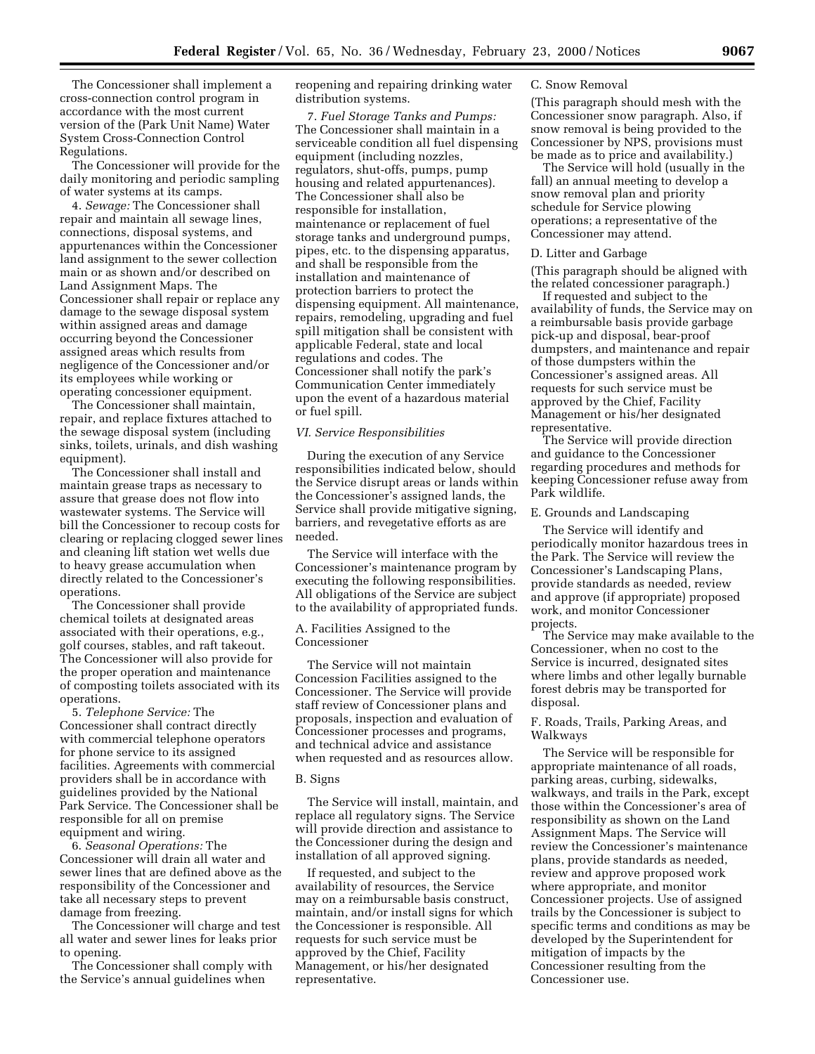The Concessioner shall implement a cross-connection control program in accordance with the most current version of the (Park Unit Name) Water System Cross-Connection Control Regulations.

The Concessioner will provide for the daily monitoring and periodic sampling of water systems at its camps.

4. *Sewage:* The Concessioner shall repair and maintain all sewage lines, connections, disposal systems, and appurtenances within the Concessioner land assignment to the sewer collection main or as shown and/or described on Land Assignment Maps. The Concessioner shall repair or replace any damage to the sewage disposal system within assigned areas and damage occurring beyond the Concessioner assigned areas which results from negligence of the Concessioner and/or its employees while working or operating concessioner equipment.

The Concessioner shall maintain, repair, and replace fixtures attached to the sewage disposal system (including sinks, toilets, urinals, and dish washing equipment).

The Concessioner shall install and maintain grease traps as necessary to assure that grease does not flow into wastewater systems. The Service will bill the Concessioner to recoup costs for clearing or replacing clogged sewer lines and cleaning lift station wet wells due to heavy grease accumulation when directly related to the Concessioner's operations.

The Concessioner shall provide chemical toilets at designated areas associated with their operations, e.g., golf courses, stables, and raft takeout. The Concessioner will also provide for the proper operation and maintenance of composting toilets associated with its operations.

5. *Telephone Service:* The Concessioner shall contract directly with commercial telephone operators for phone service to its assigned facilities. Agreements with commercial providers shall be in accordance with guidelines provided by the National Park Service. The Concessioner shall be responsible for all on premise equipment and wiring.

6. *Seasonal Operations:* The Concessioner will drain all water and sewer lines that are defined above as the responsibility of the Concessioner and take all necessary steps to prevent damage from freezing.

The Concessioner will charge and test all water and sewer lines for leaks prior to opening.

The Concessioner shall comply with the Service's annual guidelines when reopening and repairing drinking water distribution systems.

7. *Fuel Storage Tanks and Pumps:* The Concessioner shall maintain in a serviceable condition all fuel dispensing equipment (including nozzles, regulators, shut-offs, pumps, pump housing and related appurtenances). The Concessioner shall also be responsible for installation, maintenance or replacement of fuel storage tanks and underground pumps, pipes, etc. to the dispensing apparatus, and shall be responsible from the installation and maintenance of protection barriers to protect the dispensing equipment. All maintenance, repairs, remodeling, upgrading and fuel spill mitigation shall be consistent with applicable Federal, state and local regulations and codes. The Concessioner shall notify the park's Communication Center immediately upon the event of a hazardous material or fuel spill.

### *VI. Service Responsibilities*

During the execution of any Service responsibilities indicated below, should the Service disrupt areas or lands within the Concessioner's assigned lands, the Service shall provide mitigative signing, barriers, and revegetative efforts as are needed.

The Service will interface with the Concessioner's maintenance program by executing the following responsibilities. All obligations of the Service are subject to the availability of appropriated funds.

#### A. Facilities Assigned to the Concessioner

The Service will not maintain Concession Facilities assigned to the Concessioner. The Service will provide staff review of Concessioner plans and proposals, inspection and evaluation of Concessioner processes and programs, and technical advice and assistance when requested and as resources allow.

#### B. Signs

The Service will install, maintain, and replace all regulatory signs. The Service will provide direction and assistance to the Concessioner during the design and installation of all approved signing.

If requested, and subject to the availability of resources, the Service may on a reimbursable basis construct, maintain, and/or install signs for which the Concessioner is responsible. All requests for such service must be approved by the Chief, Facility Management, or his/her designated representative.

#### C. Snow Removal

(This paragraph should mesh with the Concessioner snow paragraph. Also, if snow removal is being provided to the Concessioner by NPS, provisions must be made as to price and availability.)

The Service will hold (usually in the fall) an annual meeting to develop a snow removal plan and priority schedule for Service plowing operations; a representative of the Concessioner may attend.

#### D. Litter and Garbage

(This paragraph should be aligned with the related concessioner paragraph.)

If requested and subject to the availability of funds, the Service may on a reimbursable basis provide garbage pick-up and disposal, bear-proof dumpsters, and maintenance and repair of those dumpsters within the Concessioner's assigned areas. All requests for such service must be approved by the Chief, Facility Management or his/her designated representative.

The Service will provide direction and guidance to the Concessioner regarding procedures and methods for keeping Concessioner refuse away from Park wildlife.

#### E. Grounds and Landscaping

The Service will identify and periodically monitor hazardous trees in the Park. The Service will review the Concessioner's Landscaping Plans, provide standards as needed, review and approve (if appropriate) proposed work, and monitor Concessioner projects.

The Service may make available to the Concessioner, when no cost to the Service is incurred, designated sites where limbs and other legally burnable forest debris may be transported for disposal.

#### F. Roads, Trails, Parking Areas, and Walkways

The Service will be responsible for appropriate maintenance of all roads, parking areas, curbing, sidewalks, walkways, and trails in the Park, except those within the Concessioner's area of responsibility as shown on the Land Assignment Maps. The Service will review the Concessioner's maintenance plans, provide standards as needed, review and approve proposed work where appropriate, and monitor Concessioner projects. Use of assigned trails by the Concessioner is subject to specific terms and conditions as may be developed by the Superintendent for mitigation of impacts by the Concessioner resulting from the Concessioner use.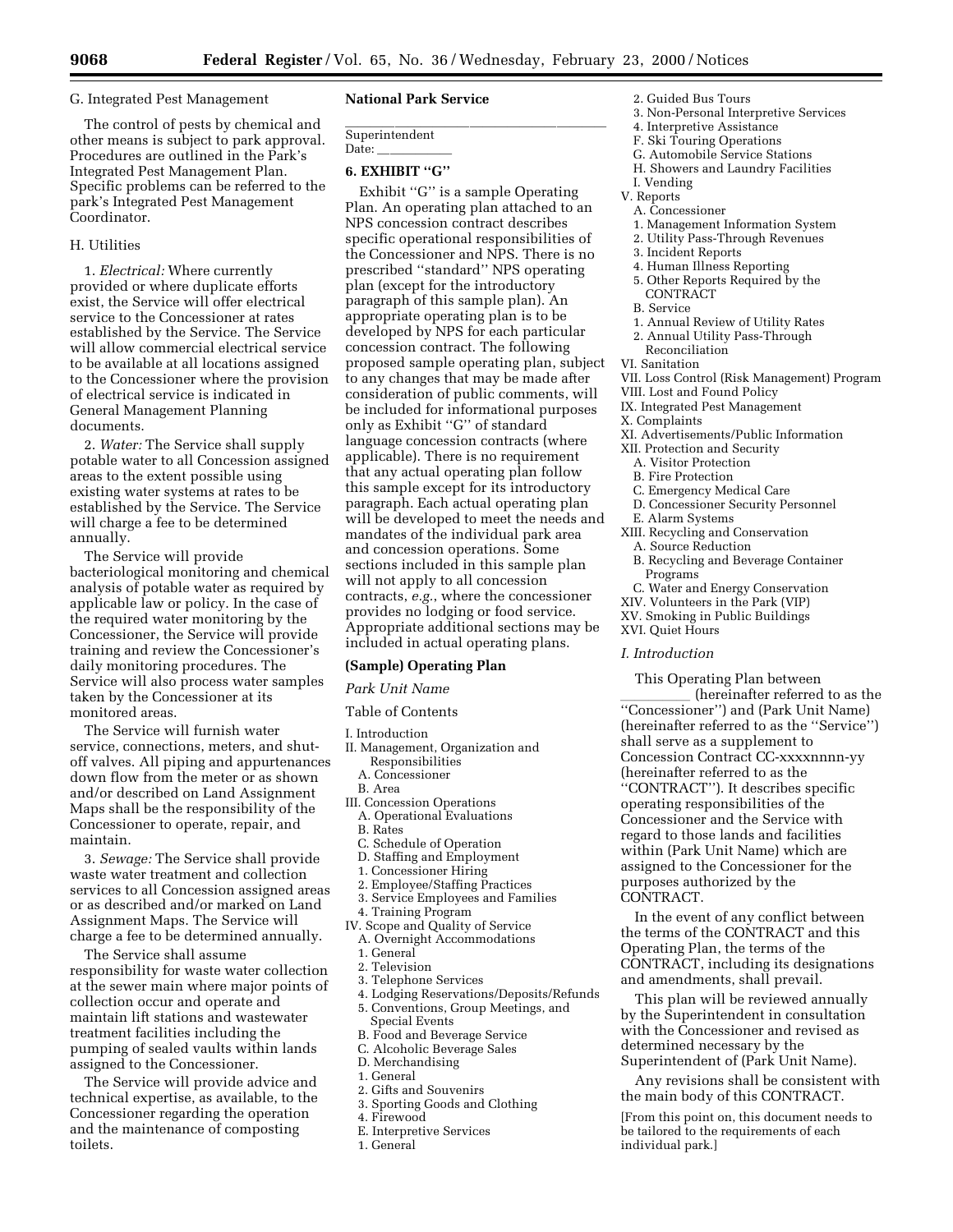G. Integrated Pest Management

The control of pests by chemical and other means is subject to park approval. Procedures are outlined in the Park's Integrated Pest Management Plan. Specific problems can be referred to the park's Integrated Pest Management Coordinator.

H. Utilities

1. *Electrical:* Where currently provided or where duplicate efforts exist, the Service will offer electrical service to the Concessioner at rates established by the Service. The Service will allow commercial electrical service to be available at all locations assigned to the Concessioner where the provision of electrical service is indicated in General Management Planning documents.

2. *Water:* The Service shall supply potable water to all Concession assigned areas to the extent possible using existing water systems at rates to be established by the Service. The Service will charge a fee to be determined annually.

The Service will provide bacteriological monitoring and chemical analysis of potable water as required by applicable law or policy. In the case of the required water monitoring by the Concessioner, the Service will provide training and review the Concessioner's daily monitoring procedures. The Service will also process water samples taken by the Concessioner at its monitored areas.

The Service will furnish water service, connections, meters, and shut-off valves. All piping and appurtenances down flow from the meter or as shown and/or described on Land Assignment Maps shall be the responsibility of the Concessioner to operate, repair, and maintain.

3. *Sewage:* The Service shall provide waste water treatment and collection services to all Concession assigned areas or as described and/or marked on Land Assignment Maps. The Service will charge a fee to be determined annually.

The Service shall assume responsibility for waste water collection at the sewer main where major points of collection occur and operate and maintain lift stations and wastewater treatment facilities including the pumping of sealed vaults within lands assigned to the Concessioner.

The Service will provide advice and technical expertise, as available, to the Concessioner regarding the operation and the maintenance of composting toilets.

**National Park Service**

_______________________________________

Superintendent

Date: ___________

**6. EXHIBIT "G"**

Exhibit "G" is a sample Operating Plan. An operating plan attached to an NPS concession contract describes specific operational responsibilities of the Concessioner and NPS. There is no prescribed "standard" NPS operating plan (except for the introductory paragraph of this sample plan). An appropriate operating plan is to be developed by NPS for each particular concession contract. The following proposed sample operating plan, subject to any changes that may be made after consideration of public comments, will be included for informational purposes only as Exhibit "G" of standard language concession contracts (where applicable). There is no requirement that any actual operating plan follow this sample except for its introductory paragraph. Each actual operating plan will be developed to meet the needs and mandates of the individual park area and concession operations. Some sections included in this sample plan will not apply to all concession contracts, *e.g.*, where the concessioner provides no lodging or food service. Appropriate additional sections may be included in actual operating plans.

**(Sample) Operating Plan**

*Park Unit Name*

Table of Contents

- I. Introduction
- II. Management, Organization and Responsibilities
  - A. Concessioner
  - B. Area
- III. Concession Operations
  - A. Operational Evaluations
  - B. Rates
  - C. Schedule of Operation
  - D. Staffing and Employment
    - 1. Concessioner Hiring
    - 2. Employee/Staffing Practices
    - 3. Service Employees and Families
    - 4. Training Program
- IV. Scope and Quality of Service
  - A. Overnight Accommodations
    - 1. General
    - 2. Television
    - 3. Telephone Services
    - 4. Lodging Reservations/Deposits/Refunds
    - 5. Conventions, Group Meetings, and Special Events
  - B. Food and Beverage Service
  - C. Alcoholic Beverage Sales
  - D. Merchandising
    - 1. General
    - 2. Gifts and Souvenirs
    - 3. Sporting Goods and Clothing
    - 4. Firewood
  - E. Interpretive Services
    - 1. General
    - 2. Guided Bus Tours
    - 3. Non-Personal Interpretive Services
    - 4. Interpretive Assistance
  - F. Ski Touring Operations
  - G. Automobile Service Stations
  - H. Showers and Laundry Facilities
  - I. Vending
- V. Reports
  - A. Concessioner
    - 1. Management Information System
    - 2. Utility Pass-Through Revenues
    - 3. Incident Reports
    - 4. Human Illness Reporting
    - 5. Other Reports Required by the CONTRACT
  - B. Service
    - 1. Annual Review of Utility Rates
    - 2. Annual Utility Pass-Through Reconciliation
- VI. Sanitation
- VII. Loss Control (Risk Management) Program
- VIII. Lost and Found Policy
- IX. Integrated Pest Management
- X. Complaints
- XI. Advertisements/Public Information
- XII. Protection and Security
  - A. Visitor Protection
  - B. Fire Protection
  - C. Emergency Medical Care
  - D. Concessioner Security Personnel
  - E. Alarm Systems
- XIII. Recycling and Conservation
  - A. Source Reduction
  - B. Recycling and Beverage Container Programs
  - C. Water and Energy Conservation
- XIV. Volunteers in the Park (VIP)
- XV. Smoking in Public Buildings
- XVI. Quiet Hours

*I. Introduction*

This Operating Plan between __________ (hereinafter referred to as the "Concessioner") and (Park Unit Name) (hereinafter referred to as the "Service") shall serve as a supplement to Concession Contract CC-xxxxnnnn-yy (hereinafter referred to as the "CONTRACT"). It describes specific operating responsibilities of the Concessioner and the Service with regard to those lands and facilities within (Park Unit Name) which are assigned to the Concessioner for the purposes authorized by the CONTRACT.

In the event of any conflict between the terms of the CONTRACT and this Operating Plan, the terms of the CONTRACT, including its designations and amendments, shall prevail.

This plan will be reviewed annually by the Superintendent in consultation with the Concessioner and revised as determined necessary by the Superintendent of (Park Unit Name).

Any revisions shall be consistent with the main body of this CONTRACT.

[From this point on, this document needs to be tailored to the requirements of each individual park.]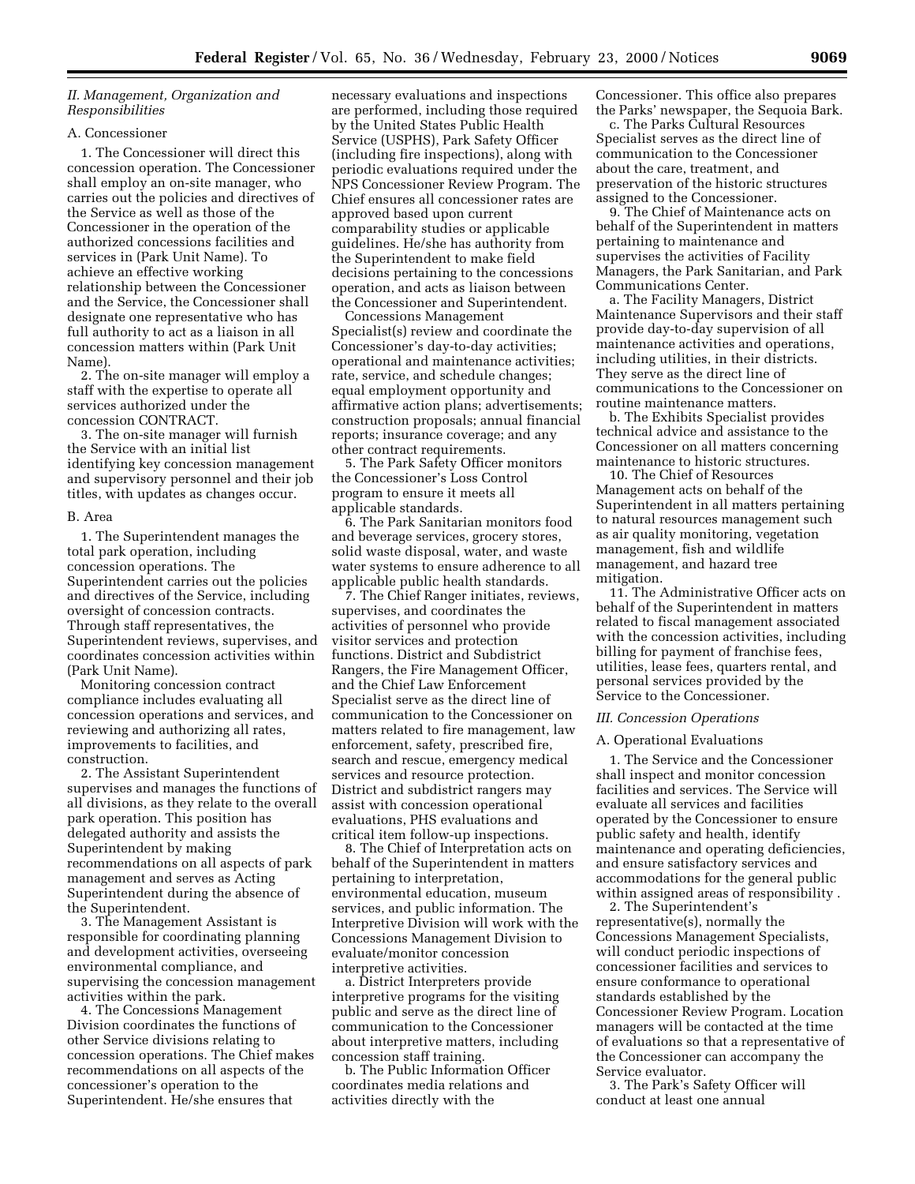*II. Management, Organization and Responsibilities*

A. Concessioner

1. The Concessioner will direct this concession operation. The Concessioner shall employ an on-site manager, who carries out the policies and directives of the Service as well as those of the Concessioner in the operation of the authorized concessions facilities and services in (Park Unit Name). To achieve an effective working relationship between the Concessioner and the Service, the Concessioner shall designate one representative who has full authority to act as a liaison in all concession matters within (Park Unit Name).

2. The on-site manager will employ a staff with the expertise to operate all services authorized under the concession CONTRACT.

3. The on-site manager will furnish the Service with an initial list identifying key concession management and supervisory personnel and their job titles, with updates as changes occur.

B. Area

1. The Superintendent manages the total park operation, including concession operations. The Superintendent carries out the policies and directives of the Service, including oversight of concession contracts. Through staff representatives, the Superintendent reviews, supervises, and coordinates concession activities within (Park Unit Name).

Monitoring concession contract compliance includes evaluating all concession operations and services, and reviewing and authorizing all rates, improvements to facilities, and construction.

2. The Assistant Superintendent supervises and manages the functions of all divisions, as they relate to the overall park operation. This position has delegated authority and assists the Superintendent by making recommendations on all aspects of park management and serves as Acting Superintendent during the absence of the Superintendent.

3. The Management Assistant is responsible for coordinating planning and development activities, overseeing environmental compliance, and supervising the concession management activities within the park.

4. The Concessions Management Division coordinates the functions of other Service divisions relating to concession operations. The Chief makes recommendations on all aspects of the concessioner's operation to the Superintendent. He/she ensures that necessary evaluations and inspections are performed, including those required by the United States Public Health Service (USPHS), Park Safety Officer (including fire inspections), along with periodic evaluations required under the NPS Concessioner Review Program. The Chief ensures all concessioner rates are approved based upon current comparability studies or applicable guidelines. He/she has authority from the Superintendent to make field decisions pertaining to the concessions operation, and acts as liaison between the Concessioner and Superintendent.

Concessions Management Specialist(s) review and coordinate the Concessioner's day-to-day activities; operational and maintenance activities; rate, service, and schedule changes; equal employment opportunity and affirmative action plans; advertisements; construction proposals; annual financial reports; insurance coverage; and any other contract requirements.

5. The Park Safety Officer monitors the Concessioner's Loss Control program to ensure it meets all applicable standards.

6. The Park Sanitarian monitors food and beverage services, grocery stores, solid waste disposal, water, and waste water systems to ensure adherence to all applicable public health standards.

7. The Chief Ranger initiates, reviews, supervises, and coordinates the activities of personnel who provide visitor services and protection functions. District and Subdistrict Rangers, the Fire Management Officer, and the Chief Law Enforcement Specialist serve as the direct line of communication to the Concessioner on matters related to fire management, law enforcement, safety, prescribed fire, search and rescue, emergency medical services and resource protection. District and subdistrict rangers may assist with concession operational evaluations, PHS evaluations and critical item follow-up inspections.

8. The Chief of Interpretation acts on behalf of the Superintendent in matters pertaining to interpretation, environmental education, museum services, and public information. The Interpretive Division will work with the Concessions Management Division to evaluate/monitor concession interpretive activities.

a. District Interpreters provide interpretive programs for the visiting public and serve as the direct line of communication to the Concessioner about interpretive matters, including concession staff training.

b. The Public Information Officer coordinates media relations and activities directly with the Concessioner. This office also prepares the Parks' newspaper, the Sequoia Bark.

c. The Parks Cultural Resources Specialist serves as the direct line of communication to the Concessioner about the care, treatment, and preservation of the historic structures assigned to the Concessioner.

9. The Chief of Maintenance acts on behalf of the Superintendent in matters pertaining to maintenance and supervises the activities of Facility Managers, the Park Sanitarian, and Park Communications Center.

a. The Facility Managers, District Maintenance Supervisors and their staff provide day-to-day supervision of all maintenance activities and operations, including utilities, in their districts. They serve as the direct line of communications to the Concessioner on routine maintenance matters.

b. The Exhibits Specialist provides technical advice and assistance to the Concessioner on all matters concerning maintenance to historic structures.

10. The Chief of Resources Management acts on behalf of the Superintendent in all matters pertaining to natural resources management such as air quality monitoring, vegetation management, fish and wildlife management, and hazard tree mitigation.

11. The Administrative Officer acts on behalf of the Superintendent in matters related to fiscal management associated with the concession activities, including billing for payment of franchise fees, utilities, lease fees, quarters rental, and personal services provided by the Service to the Concessioner.

*III. Concession Operations*

A. Operational Evaluations

1. The Service and the Concessioner shall inspect and monitor concession facilities and services. The Service will evaluate all services and facilities operated by the Concessioner to ensure public safety and health, identify maintenance and operating deficiencies, and ensure satisfactory services and accommodations for the general public within assigned areas of responsibility .

2. The Superintendent's representative(s), normally the Concessions Management Specialists, will conduct periodic inspections of concessioner facilities and services to ensure conformance to operational standards established by the Concessioner Review Program. Location managers will be contacted at the time of evaluations so that a representative of the Concessioner can accompany the Service evaluator.

3. The Park's Safety Officer will conduct at least one annual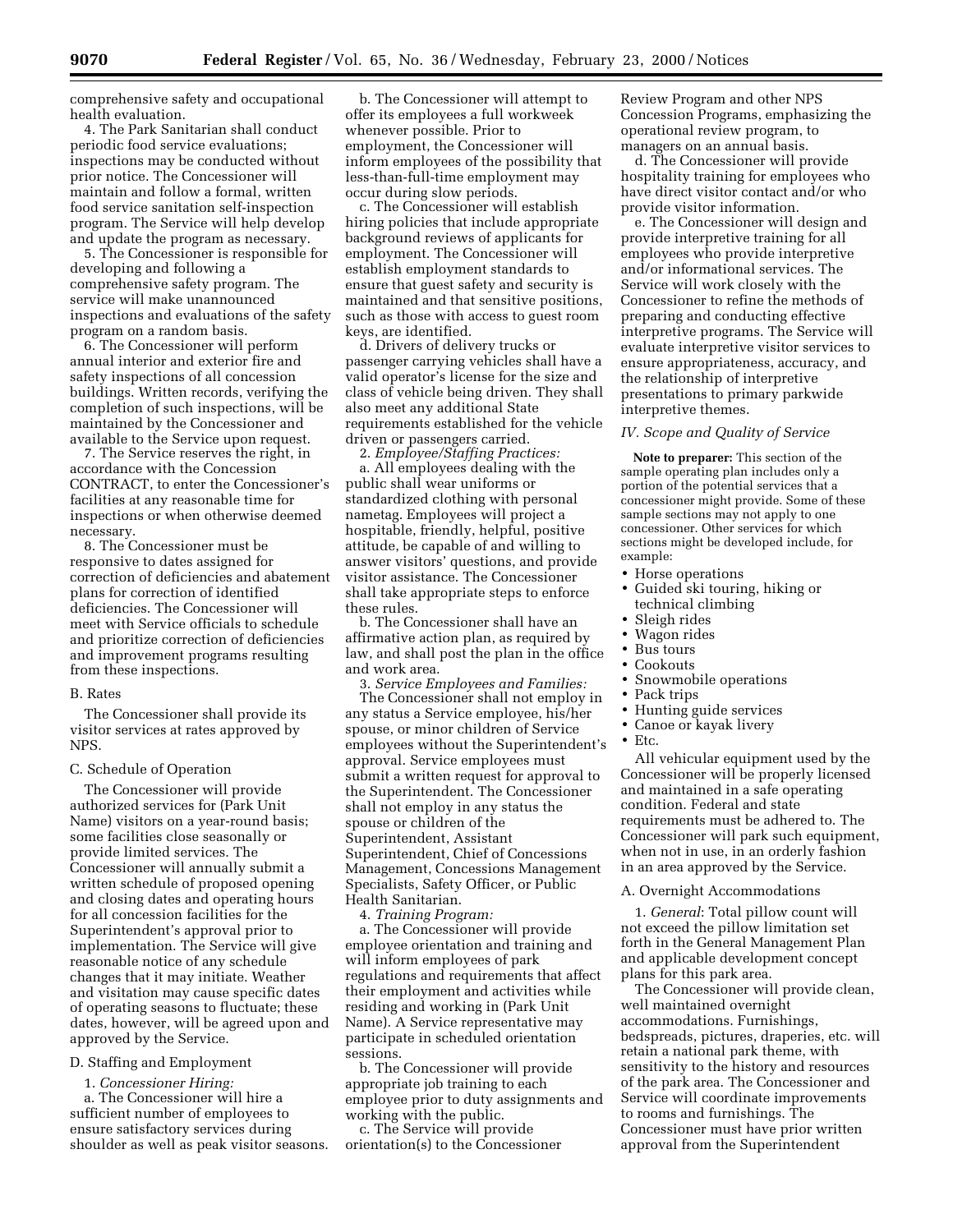comprehensive safety and occupational health evaluation.

4. The Park Sanitarian shall conduct periodic food service evaluations; inspections may be conducted without prior notice. The Concessioner will maintain and follow a formal, written food service sanitation self-inspection program. The Service will help develop and update the program as necessary.

5. The Concessioner is responsible for developing and following a comprehensive safety program. The service will make unannounced inspections and evaluations of the safety program on a random basis.

6. The Concessioner will perform annual interior and exterior fire and safety inspections of all concession buildings. Written records, verifying the completion of such inspections, will be maintained by the Concessioner and available to the Service upon request.

7. The Service reserves the right, in accordance with the Concession CONTRACT, to enter the Concessioner's facilities at any reasonable time for inspections or when otherwise deemed necessary.

8. The Concessioner must be responsive to dates assigned for correction of deficiencies and abatement plans for correction of identified deficiencies. The Concessioner will meet with Service officials to schedule and prioritize correction of deficiencies and improvement programs resulting from these inspections.

B. Rates

The Concessioner shall provide its visitor services at rates approved by NPS.

C. Schedule of Operation

The Concessioner will provide authorized services for (Park Unit Name) visitors on a year-round basis; some facilities close seasonally or provide limited services. The Concessioner will annually submit a written schedule of proposed opening and closing dates and operating hours for all concession facilities for the Superintendent's approval prior to implementation. The Service will give reasonable notice of any schedule changes that it may initiate. Weather and visitation may cause specific dates of operating seasons to fluctuate; these dates, however, will be agreed upon and approved by the Service.

D. Staffing and Employment

1. *Concessioner Hiring:*

a. The Concessioner will hire a sufficient number of employees to ensure satisfactory services during shoulder as well as peak visitor seasons.

b. The Concessioner will attempt to offer its employees a full workweek whenever possible. Prior to employment, the Concessioner will inform employees of the possibility that less-than-full-time employment may occur during slow periods.

c. The Concessioner will establish hiring policies that include appropriate background reviews of applicants for employment. The Concessioner will establish employment standards to ensure that guest safety and security is maintained and that sensitive positions, such as those with access to guest room keys, are identified.

d. Drivers of delivery trucks or passenger carrying vehicles shall have a valid operator's license for the size and class of vehicle being driven. They shall also meet any additional State requirements established for the vehicle driven or passengers carried.

2. *Employee/Staffing Practices:*

a. All employees dealing with the public shall wear uniforms or standardized clothing with personal nametag. Employees will project a hospitable, friendly, helpful, positive attitude, be capable of and willing to answer visitors' questions, and provide visitor assistance. The Concessioner shall take appropriate steps to enforce these rules.

b. The Concessioner shall have an affirmative action plan, as required by law, and shall post the plan in the office and work area.

3. *Service Employees and Families:*

The Concessioner shall not employ in any status a Service employee, his/her spouse, or minor children of Service employees without the Superintendent's approval. Service employees must submit a written request for approval to the Superintendent. The Concessioner shall not employ in any status the spouse or children of the Superintendent, Assistant Superintendent, Chief of Concessions Management, Concessions Management Specialists, Safety Officer, or Public Health Sanitarian.

4. *Training Program:*

a. The Concessioner will provide employee orientation and training and will inform employees of park regulations and requirements that affect their employment and activities while residing and working in (Park Unit Name). A Service representative may participate in scheduled orientation sessions.

b. The Concessioner will provide appropriate job training to each employee prior to duty assignments and working with the public.

c. The Service will provide orientation(s) to the Concessioner Review Program and other NPS Concession Programs, emphasizing the operational review program, to managers on an annual basis.

d. The Concessioner will provide hospitality training for employees who have direct visitor contact and/or who provide visitor information.

e. The Concessioner will design and provide interpretive training for all employees who provide interpretive and/or informational services. The Service will work closely with the Concessioner to refine the methods of preparing and conducting effective interpretive programs. The Service will evaluate interpretive visitor services to ensure appropriateness, accuracy, and the relationship of interpretive presentations to primary parkwide interpretive themes.

## *IV. Scope and Quality of Service*

**Note to preparer:** This section of the sample operating plan includes only a portion of the potential services that a concessioner might provide. Some of these sample sections may not apply to one concessioner. Other services for which sections might be developed include, for example:

- Horse operations
- Guided ski touring, hiking or technical climbing
- Sleigh rides
- Wagon rides
- Bus tours
- Cookouts
- Snowmobile operations
- Pack trips
- Hunting guide services
- Canoe or kayak livery
- Etc.

All vehicular equipment used by the Concessioner will be properly licensed and maintained in a safe operating condition. Federal and state requirements must be adhered to. The Concessioner will park such equipment, when not in use, in an orderly fashion in an area approved by the Service.

A. Overnight Accommodations

1. *General*: Total pillow count will not exceed the pillow limitation set forth in the General Management Plan and applicable development concept plans for this park area.

The Concessioner will provide clean, well maintained overnight accommodations. Furnishings, bedspreads, pictures, draperies, etc. will retain a national park theme, with sensitivity to the history and resources of the park area. The Concessioner and Service will coordinate improvements to rooms and furnishings. The Concessioner must have prior written approval from the Superintendent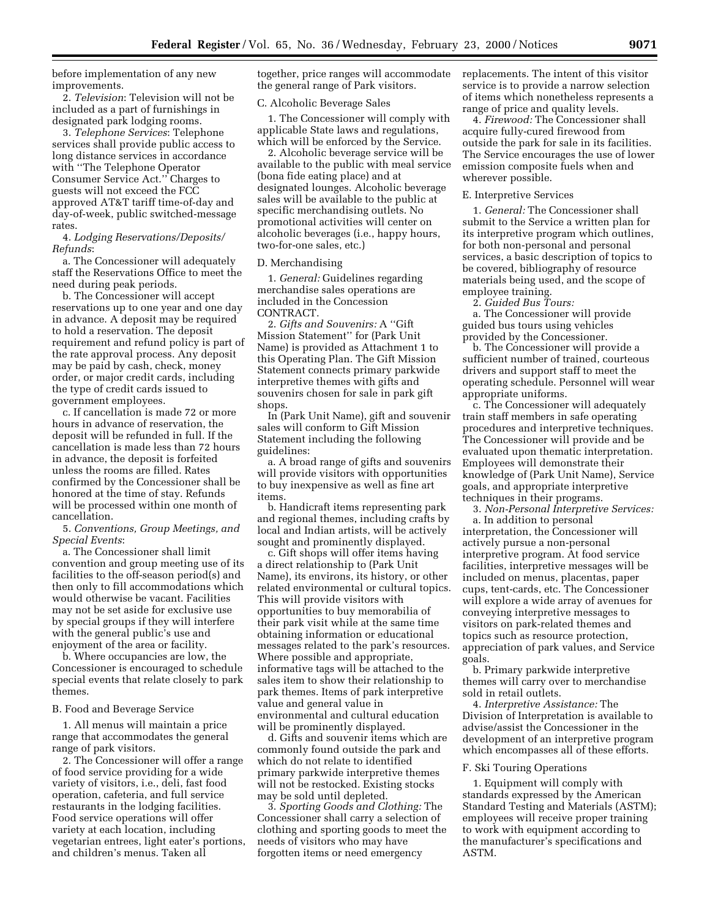before implementation of any new improvements.

2. *Television*: Television will not be included as a part of furnishings in designated park lodging rooms.

3. *Telephone Services*: Telephone services shall provide public access to long distance services in accordance with ''The Telephone Operator Consumer Service Act.'' Charges to guests will not exceed the FCC approved AT&T tariff time-of-day and day-of-week, public switched-message rates.

4. *Lodging Reservations/Deposits/Refunds*:

a. The Concessioner will adequately staff the Reservations Office to meet the need during peak periods.

b. The Concessioner will accept reservations up to one year and one day in advance. A deposit may be required to hold a reservation. The deposit requirement and refund policy is part of the rate approval process. Any deposit may be paid by cash, check, money order, or major credit cards, including the type of credit cards issued to government employees.

c. If cancellation is made 72 or more hours in advance of reservation, the deposit will be refunded in full. If the cancellation is made less than 72 hours in advance, the deposit is forfeited unless the rooms are filled. Rates confirmed by the Concessioner shall be honored at the time of stay. Refunds will be processed within one month of cancellation.

5. *Conventions, Group Meetings, and Special Events*:

a. The Concessioner shall limit convention and group meeting use of its facilities to the off-season period(s) and then only to fill accommodations which would otherwise be vacant. Facilities may not be set aside for exclusive use by special groups if they will interfere with the general public's use and enjoyment of the area or facility.

b. Where occupancies are low, the Concessioner is encouraged to schedule special events that relate closely to park themes.

B. Food and Beverage Service

1. All menus will maintain a price range that accommodates the general range of park visitors.

2. The Concessioner will offer a range of food service providing for a wide variety of visitors, i.e., deli, fast food operation, cafeteria, and full service restaurants in the lodging facilities. Food service operations will offer variety at each location, including vegetarian entrees, light eater's portions, and children's menus. Taken all together, price ranges will accommodate the general range of Park visitors.

C. Alcoholic Beverage Sales

1. The Concessioner will comply with applicable State laws and regulations, which will be enforced by the Service.

2. Alcoholic beverage service will be available to the public with meal service (bona fide eating place) and at designated lounges. Alcoholic beverage sales will be available to the public at specific merchandising outlets. No promotional activities will center on alcoholic beverages (i.e., happy hours, two-for-one sales, etc.)

D. Merchandising

1. *General:* Guidelines regarding merchandise sales operations are included in the Concession CONTRACT.

2. *Gifts and Souvenirs:* A ''Gift Mission Statement'' for (Park Unit Name) is provided as Attachment 1 to this Operating Plan. The Gift Mission Statement connects primary parkwide interpretive themes with gifts and souvenirs chosen for sale in park gift shops.

In (Park Unit Name), gift and souvenir sales will conform to Gift Mission Statement including the following guidelines:

a. A broad range of gifts and souvenirs will provide visitors with opportunities to buy inexpensive as well as fine art items.

b. Handicraft items representing park and regional themes, including crafts by local and Indian artists, will be actively sought and prominently displayed.

c. Gift shops will offer items having a direct relationship to (Park Unit Name), its environs, its history, or other related environmental or cultural topics. This will provide visitors with opportunities to buy memorabilia of their park visit while at the same time obtaining information or educational messages related to the park's resources. Where possible and appropriate, informative tags will be attached to the sales item to show their relationship to park themes. Items of park interpretive value and general value in environmental and cultural education will be prominently displayed.

d. Gifts and souvenir items which are commonly found outside the park and which do not relate to identified primary parkwide interpretive themes will not be restocked. Existing stocks may be sold until depleted.

3. *Sporting Goods and Clothing:* The Concessioner shall carry a selection of clothing and sporting goods to meet the needs of visitors who may have forgotten items or need emergency replacements. The intent of this visitor service is to provide a narrow selection of items which nonetheless represents a range of price and quality levels.

4. *Firewood:* The Concessioner shall acquire fully-cured firewood from outside the park for sale in its facilities. The Service encourages the use of lower emission composite fuels when and wherever possible.

E. Interpretive Services

1. *General:* The Concessioner shall submit to the Service a written plan for its interpretive program which outlines, for both non-personal and personal services, a basic description of topics to be covered, bibliography of resource materials being used, and the scope of employee training.

2. *Guided Bus Tours:*

a. The Concessioner will provide guided bus tours using vehicles provided by the Concessioner.

b. The Concessioner will provide a sufficient number of trained, courteous drivers and support staff to meet the operating schedule. Personnel will wear appropriate uniforms.

c. The Concessioner will adequately train staff members in safe operating procedures and interpretive techniques. The Concessioner will provide and be evaluated upon thematic interpretation. Employees will demonstrate their knowledge of (Park Unit Name), Service goals, and appropriate interpretive techniques in their programs.

3. *Non-Personal Interpretive Services:*

a. In addition to personal interpretation, the Concessioner will actively pursue a non-personal interpretive program. At food service facilities, interpretive messages will be included on menus, placentas, paper cups, tent-cards, etc. The Concessioner will explore a wide array of avenues for conveying interpretive messages to visitors on park-related themes and topics such as resource protection, appreciation of park values, and Service goals.

b. Primary parkwide interpretive themes will carry over to merchandise sold in retail outlets.

4. *Interpretive Assistance:* The Division of Interpretation is available to advise/assist the Concessioner in the development of an interpretive program which encompasses all of these efforts.

F. Ski Touring Operations

1. Equipment will comply with standards expressed by the American Standard Testing and Materials (ASTM); employees will receive proper training to work with equipment according to the manufacturer's specifications and ASTM.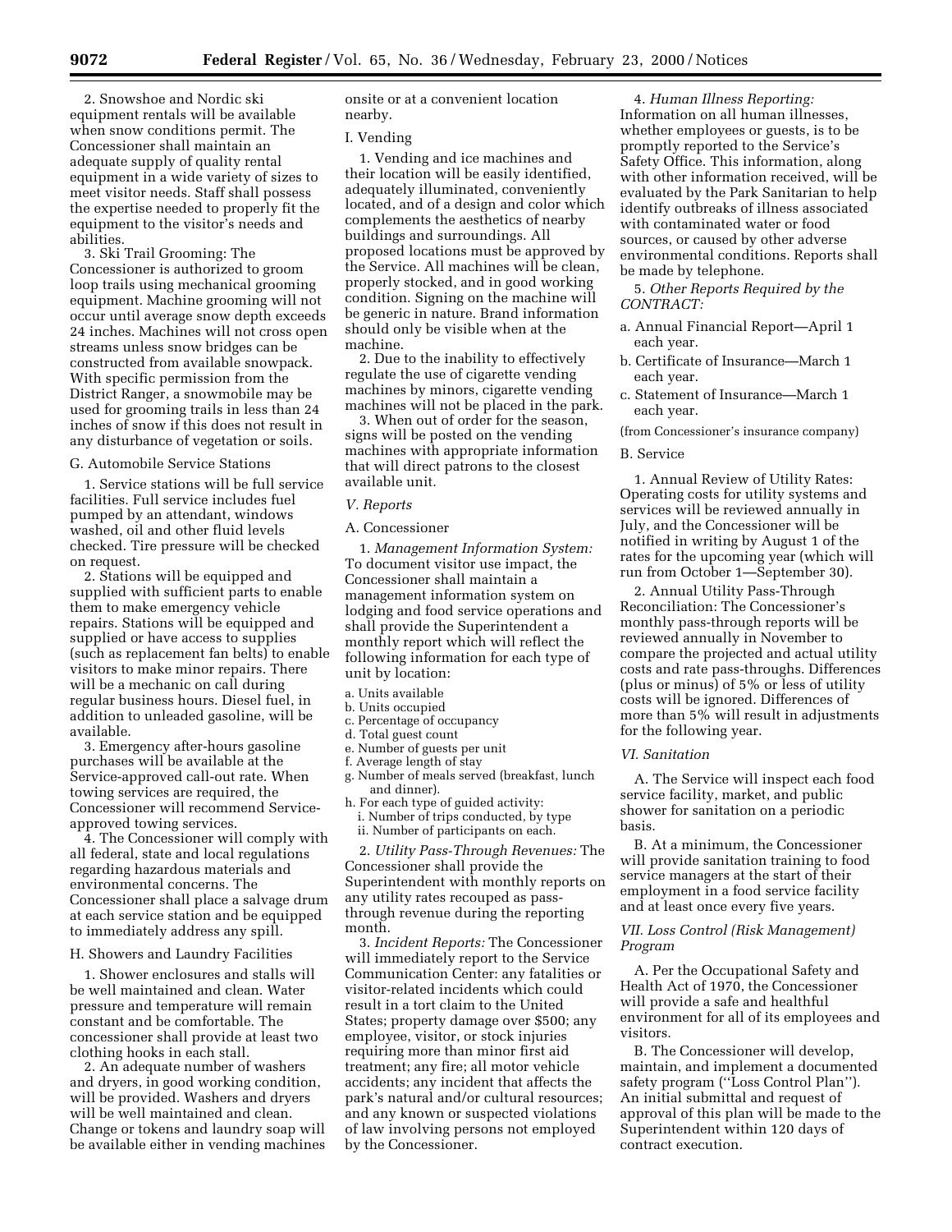2. Snowshoe and Nordic ski equipment rentals will be available when snow conditions permit. The Concessioner shall maintain an adequate supply of quality rental equipment in a wide variety of sizes to meet visitor needs. Staff shall possess the expertise needed to properly fit the equipment to the visitor's needs and abilities.

3. Ski Trail Grooming: The Concessioner is authorized to groom loop trails using mechanical grooming equipment. Machine grooming will not occur until average snow depth exceeds 24 inches. Machines will not cross open streams unless snow bridges can be constructed from available snowpack. With specific permission from the District Ranger, a snowmobile may be used for grooming trails in less than 24 inches of snow if this does not result in any disturbance of vegetation or soils.

G. Automobile Service Stations

1. Service stations will be full service facilities. Full service includes fuel pumped by an attendant, windows washed, oil and other fluid levels checked. Tire pressure will be checked on request.

2. Stations will be equipped and supplied with sufficient parts to enable them to make emergency vehicle repairs. Stations will be equipped and supplied or have access to supplies (such as replacement fan belts) to enable visitors to make minor repairs. There will be a mechanic on call during regular business hours. Diesel fuel, in addition to unleaded gasoline, will be available.

3. Emergency after-hours gasoline purchases will be available at the Service-approved call-out rate. When towing services are required, the Concessioner will recommend Service-approved towing services.

4. The Concessioner will comply with all federal, state and local regulations regarding hazardous materials and environmental concerns. The Concessioner shall place a salvage drum at each service station and be equipped to immediately address any spill.

H. Showers and Laundry Facilities

1. Shower enclosures and stalls will be well maintained and clean. Water pressure and temperature will remain constant and be comfortable. The concessioner shall provide at least two clothing hooks in each stall.

2. An adequate number of washers and dryers, in good working condition, will be provided. Washers and dryers will be well maintained and clean. Change or tokens and laundry soap will be available either in vending machines onsite or at a convenient location nearby.

I. Vending

1. Vending and ice machines and their location will be easily identified, adequately illuminated, conveniently located, and of a design and color which complements the aesthetics of nearby buildings and surroundings. All proposed locations must be approved by the Service. All machines will be clean, properly stocked, and in good working condition. Signing on the machine will be generic in nature. Brand information should only be visible when at the machine.

2. Due to the inability to effectively regulate the use of cigarette vending machines by minors, cigarette vending machines will not be placed in the park.

3. When out of order for the season, signs will be posted on the vending machines with appropriate information that will direct patrons to the closest available unit.

*V. Reports*

A. Concessioner

1. *Management Information System:* To document visitor use impact, the Concessioner shall maintain a management information system on lodging and food service operations and shall provide the Superintendent a monthly report which will reflect the following information for each type of unit by location:

a. Units available
b. Units occupied
c. Percentage of occupancy
d. Total guest count
e. Number of guests per unit
f. Average length of stay
g. Number of meals served (breakfast, lunch and dinner).
h. For each type of guided activity:
  i. Number of trips conducted, by type
  ii. Number of participants on each.

2. *Utility Pass-Through Revenues:* The Concessioner shall provide the Superintendent with monthly reports on any utility rates recouped as pass-through revenue during the reporting month.

3. *Incident Reports:* The Concessioner will immediately report to the Service Communication Center: any fatalities or visitor-related incidents which could result in a tort claim to the United States; property damage over $500; any employee, visitor, or stock injuries requiring more than minor first aid treatment; any fire; all motor vehicle accidents; any incident that affects the park's natural and/or cultural resources; and any known or suspected violations of law involving persons not employed by the Concessioner.

4. *Human Illness Reporting:* Information on all human illnesses, whether employees or guests, is to be promptly reported to the Service's Safety Office. This information, along with other information received, will be evaluated by the Park Sanitarian to help identify outbreaks of illness associated with contaminated water or food sources, or caused by other adverse environmental conditions. Reports shall be made by telephone.

5. *Other Reports Required by the CONTRACT:*

a. Annual Financial Report—April 1 each year.
b. Certificate of Insurance—March 1 each year.
c. Statement of Insurance—March 1 each year.

(from Concessioner's insurance company)

B. Service

1. Annual Review of Utility Rates: Operating costs for utility systems and services will be reviewed annually in July, and the Concessioner will be notified in writing by August 1 of the rates for the upcoming year (which will run from October 1—September 30).

2. Annual Utility Pass-Through Reconciliation: The Concessioner's monthly pass-through reports will be reviewed annually in November to compare the projected and actual utility costs and rate pass-throughs. Differences (plus or minus) of 5% or less of utility costs will be ignored. Differences of more than 5% will result in adjustments for the following year.

*VI. Sanitation*

A. The Service will inspect each food service facility, market, and public shower for sanitation on a periodic basis.

B. At a minimum, the Concessioner will provide sanitation training to food service managers at the start of their employment in a food service facility and at least once every five years.

*VII. Loss Control (Risk Management) Program*

A. Per the Occupational Safety and Health Act of 1970, the Concessioner will provide a safe and healthful environment for all of its employees and visitors.

B. The Concessioner will develop, maintain, and implement a documented safety program (''Loss Control Plan''). An initial submittal and request of approval of this plan will be made to the Superintendent within 120 days of contract execution.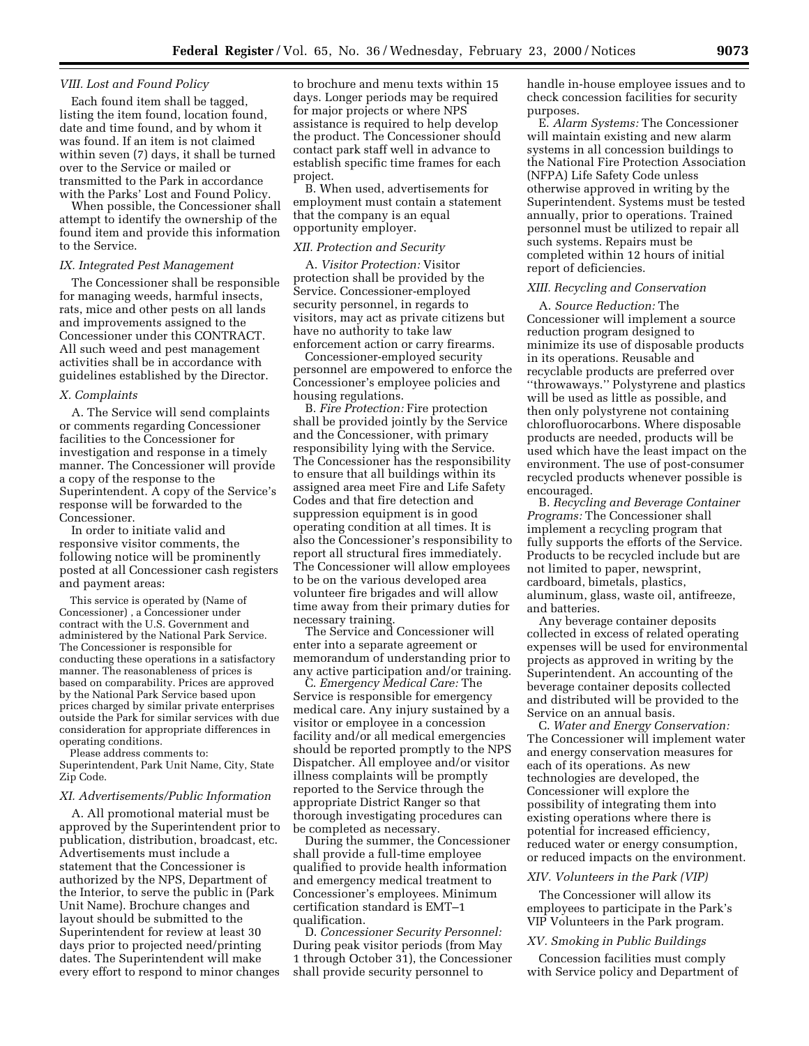### *VIII. Lost and Found Policy*

Each found item shall be tagged, listing the item found, location found, date and time found, and by whom it was found. If an item is not claimed within seven (7) days, it shall be turned over to the Service or mailed or transmitted to the Park in accordance with the Parks' Lost and Found Policy.

When possible, the Concessioner shall attempt to identify the ownership of the found item and provide this information to the Service.

### *IX. Integrated Pest Management*

The Concessioner shall be responsible for managing weeds, harmful insects, rats, mice and other pests on all lands and improvements assigned to the Concessioner under this CONTRACT. All such weed and pest management activities shall be in accordance with guidelines established by the Director.

### *X. Complaints*

A. The Service will send complaints or comments regarding Concessioner facilities to the Concessioner for investigation and response in a timely manner. The Concessioner will provide a copy of the response to the Superintendent. A copy of the Service's response will be forwarded to the Concessioner.

In order to initiate valid and responsive visitor comments, the following notice will be prominently posted at all Concessioner cash registers and payment areas:

> This service is operated by (Name of Concessioner) , a Concessioner under contract with the U.S. Government and administered by the National Park Service. The Concessioner is responsible for conducting these operations in a satisfactory manner. The reasonableness of prices is based on comparability. Prices are approved by the National Park Service based upon prices charged by similar private enterprises outside the Park for similar services with due consideration for appropriate differences in operating conditions.
>
> Please address comments to: Superintendent, Park Unit Name, City, State Zip Code.

### *XI. Advertisements/Public Information*

A. All promotional material must be approved by the Superintendent prior to publication, distribution, broadcast, etc. Advertisements must include a statement that the Concessioner is authorized by the NPS, Department of the Interior, to serve the public in (Park Unit Name). Brochure changes and layout should be submitted to the Superintendent for review at least 30 days prior to projected need/printing dates. The Superintendent will make every effort to respond to minor changes to brochure and menu texts within 15 days. Longer periods may be required for major projects or where NPS assistance is required to help develop the product. The Concessioner should contact park staff well in advance to establish specific time frames for each project.

B. When used, advertisements for employment must contain a statement that the company is an equal opportunity employer.

### *XII. Protection and Security*

A. *Visitor Protection:* Visitor protection shall be provided by the Service. Concessioner-employed security personnel, in regards to visitors, may act as private citizens but have no authority to take law enforcement action or carry firearms.

Concessioner-employed security personnel are empowered to enforce the Concessioner's employee policies and housing regulations.

B. *Fire Protection:* Fire protection shall be provided jointly by the Service and the Concessioner, with primary responsibility lying with the Service. The Concessioner has the responsibility to ensure that all buildings within its assigned area meet Fire and Life Safety Codes and that fire detection and suppression equipment is in good operating condition at all times. It is also the Concessioner's responsibility to report all structural fires immediately. The Concessioner will allow employees to be on the various developed area volunteer fire brigades and will allow time away from their primary duties for necessary training.

The Service and Concessioner will enter into a separate agreement or memorandum of understanding prior to any active participation and/or training.

C. *Emergency Medical Care:* The Service is responsible for emergency medical care. Any injury sustained by a visitor or employee in a concession facility and/or all medical emergencies should be reported promptly to the NPS Dispatcher. All employee and/or visitor illness complaints will be promptly reported to the Service through the appropriate District Ranger so that thorough investigating procedures can be completed as necessary.

During the summer, the Concessioner shall provide a full-time employee qualified to provide health information and emergency medical treatment to Concessioner's employees. Minimum certification standard is EMT–1 qualification.

D. *Concessioner Security Personnel:* During peak visitor periods (from May 1 through October 31), the Concessioner shall provide security personnel to handle in-house employee issues and to check concession facilities for security purposes.

E. *Alarm Systems:* The Concessioner will maintain existing and new alarm systems in all concession buildings to the National Fire Protection Association (NFPA) Life Safety Code unless otherwise approved in writing by the Superintendent. Systems must be tested annually, prior to operations. Trained personnel must be utilized to repair all such systems. Repairs must be completed within 12 hours of initial report of deficiencies.

### *XIII. Recycling and Conservation*

A. *Source Reduction:* The Concessioner will implement a source reduction program designed to minimize its use of disposable products in its operations. Reusable and recyclable products are preferred over ''throwaways.'' Polystyrene and plastics will be used as little as possible, and then only polystyrene not containing chlorofluorocarbons. Where disposable products are needed, products will be used which have the least impact on the environment. The use of post-consumer recycled products whenever possible is encouraged.

B. *Recycling and Beverage Container Programs:* The Concessioner shall implement a recycling program that fully supports the efforts of the Service. Products to be recycled include but are not limited to paper, newsprint, cardboard, bimetals, plastics, aluminum, glass, waste oil, antifreeze, and batteries.

Any beverage container deposits collected in excess of related operating expenses will be used for environmental projects as approved in writing by the Superintendent. An accounting of the beverage container deposits collected and distributed will be provided to the Service on an annual basis.

C. *Water and Energy Conservation:* The Concessioner will implement water and energy conservation measures for each of its operations. As new technologies are developed, the Concessioner will explore the possibility of integrating them into existing operations where there is potential for increased efficiency, reduced water or energy consumption, or reduced impacts on the environment.

### *XIV. Volunteers in the Park (VIP)*

The Concessioner will allow its employees to participate in the Park's VIP Volunteers in the Park program.

### *XV. Smoking in Public Buildings*

Concession facilities must comply with Service policy and Department of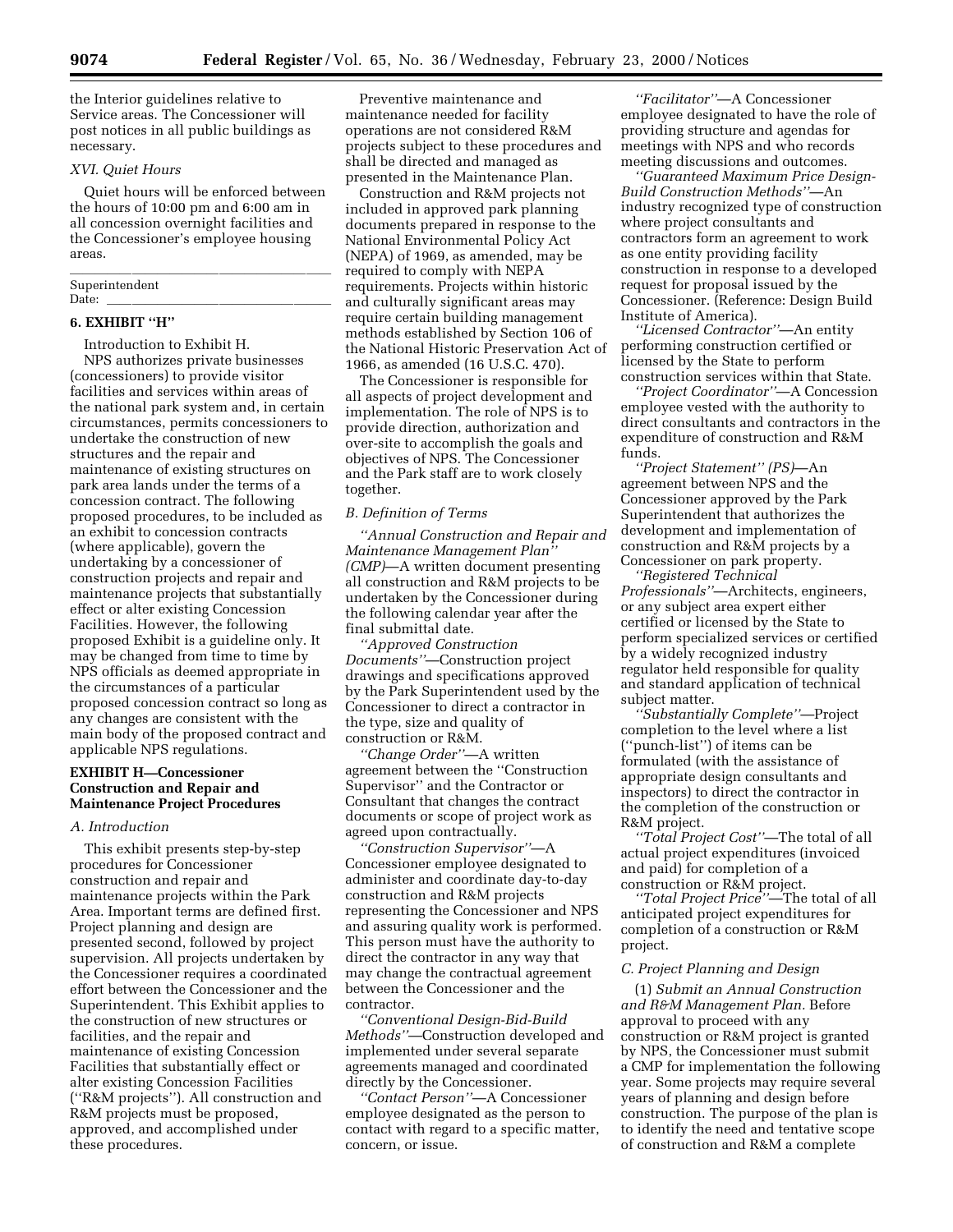the Interior guidelines relative to Service areas. The Concessioner will post notices in all public buildings as necessary.

*XVI. Quiet Hours*

Quiet hours will be enforced between the hours of 10:00 pm and 6:00 am in all concession overnight facilities and the Concessioner's employee housing areas.

\_\_\_\_\_\_\_\_\_\_\_\_\_\_\_\_\_\_\_\_\_\_\_\_\_\_\_\_\_\_\_\_\_\_\_\_\_\_

Superintendent

Date: \_\_\_\_\_\_\_\_\_\_\_\_\_\_\_\_\_\_\_\_\_\_\_\_\_\_\_\_\_\_\_\_\_\_

**6. EXHIBIT "H"**

Introduction to Exhibit H.

NPS authorizes private businesses (concessioners) to provide visitor facilities and services within areas of the national park system and, in certain circumstances, permits concessioners to undertake the construction of new structures and the repair and maintenance of existing structures on park area lands under the terms of a concession contract. The following proposed procedures, to be included as an exhibit to concession contracts (where applicable), govern the undertaking by a concessioner of construction projects and repair and maintenance projects that substantially effect or alter existing Concession Facilities. However, the following proposed Exhibit is a guideline only. It may be changed from time to time by NPS officials as deemed appropriate in the circumstances of a particular proposed concession contract so long as any changes are consistent with the main body of the proposed contract and applicable NPS regulations.

**EXHIBIT H—Concessioner Construction and Repair and Maintenance Project Procedures**

*A. Introduction*

This exhibit presents step-by-step procedures for Concessioner construction and repair and maintenance projects within the Park Area. Important terms are defined first. Project planning and design are presented second, followed by project supervision. All projects undertaken by the Concessioner requires a coordinated effort between the Concessioner and the Superintendent. This Exhibit applies to the construction of new structures or facilities, and the repair and maintenance of existing Concession Facilities that substantially effect or alter existing Concession Facilities ("R&M projects"). All construction and R&M projects must be proposed, approved, and accomplished under these procedures.

Preventive maintenance and maintenance needed for facility operations are not considered R&M projects subject to these procedures and shall be directed and managed as presented in the Maintenance Plan.

Construction and R&M projects not included in approved park planning documents prepared in response to the National Environmental Policy Act (NEPA) of 1969, as amended, may be required to comply with NEPA requirements. Projects within historic and culturally significant areas may require certain building management methods established by Section 106 of the National Historic Preservation Act of 1966, as amended (16 U.S.C. 470).

The Concessioner is responsible for all aspects of project development and implementation. The role of NPS is to provide direction, authorization and over-site to accomplish the goals and objectives of NPS. The Concessioner and the Park staff are to work closely together.

*B. Definition of Terms*

*"Annual Construction and Repair and Maintenance Management Plan" (CMP)*—A written document presenting all construction and R&M projects to be undertaken by the Concessioner during the following calendar year after the final submittal date.

*"Approved Construction Documents"*—Construction project drawings and specifications approved by the Park Superintendent used by the Concessioner to direct a contractor in the type, size and quality of construction or R&M.

*"Change Order"*—A written agreement between the "Construction Supervisor" and the Contractor or Consultant that changes the contract documents or scope of project work as agreed upon contractually.

*"Construction Supervisor"*—A Concessioner employee designated to administer and coordinate day-to-day construction and R&M projects representing the Concessioner and NPS and assuring quality work is performed. This person must have the authority to direct the contractor in any way that may change the contractual agreement between the Concessioner and the contractor.

*"Conventional Design-Bid-Build Methods"*—Construction developed and implemented under several separate agreements managed and coordinated directly by the Concessioner.

*"Contact Person"*—A Concessioner employee designated as the person to contact with regard to a specific matter, concern, or issue.

*"Facilitator"*—A Concessioner employee designated to have the role of providing structure and agendas for meetings with NPS and who records meeting discussions and outcomes.

*"Guaranteed Maximum Price Design-Build Construction Methods"*—An industry recognized type of construction where project consultants and contractors form an agreement to work as one entity providing facility construction in response to a developed request for proposal issued by the Concessioner. (Reference: Design Build Institute of America).

*"Licensed Contractor"*—An entity performing construction certified or licensed by the State to perform construction services within that State.

*"Project Coordinator"*—A Concession employee vested with the authority to direct consultants and contractors in the expenditure of construction and R&M funds.

*"Project Statement" (PS)*—An agreement between NPS and the Concessioner approved by the Park Superintendent that authorizes the development and implementation of construction and R&M projects by a Concessioner on park property.

*"Registered Technical Professionals"*—Architects, engineers, or any subject area expert either certified or licensed by the State to perform specialized services or certified by a widely recognized industry regulator held responsible for quality and standard application of technical subject matter.

*"Substantially Complete"*—Project completion to the level where a list ("punch-list") of items can be formulated (with the assistance of appropriate design consultants and inspectors) to direct the contractor in the completion of the construction or R&M project.

*"Total Project Cost"*—The total of all actual project expenditures (invoiced and paid) for completion of a construction or R&M project.

*"Total Project Price"*—The total of all anticipated project expenditures for completion of a construction or R&M project.

*C. Project Planning and Design*

(1) *Submit an Annual Construction and R&M Management Plan.* Before approval to proceed with any construction or R&M project is granted by NPS, the Concessioner must submit a CMP for implementation the following year. Some projects may require several years of planning and design before construction. The purpose of the plan is to identify the need and tentative scope of construction and R&M a complete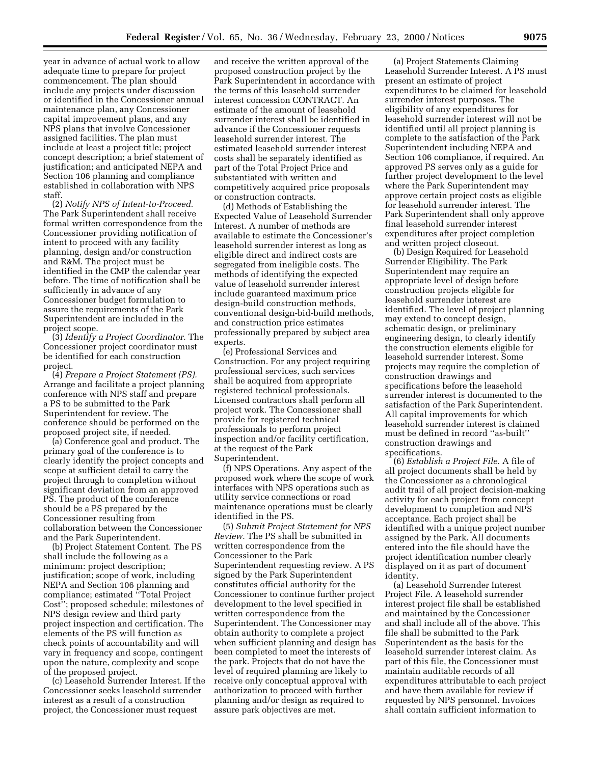year in advance of actual work to allow adequate time to prepare for project commencement. The plan should include any projects under discussion or identified in the Concessioner annual maintenance plan, any Concessioner capital improvement plans, and any NPS plans that involve Concessioner assigned facilities. The plan must include at least a project title; project concept description; a brief statement of justification; and anticipated NEPA and Section 106 planning and compliance established in collaboration with NPS staff.

(2) *Notify NPS of Intent-to-Proceed.* The Park Superintendent shall receive formal written correspondence from the Concessioner providing notification of intent to proceed with any facility planning, design and/or construction and R&M. The project must be identified in the CMP the calendar year before. The time of notification shall be sufficiently in advance of any Concessioner budget formulation to assure the requirements of the Park Superintendent are included in the project scope.

(3) *Identify a Project Coordinator.* The Concessioner project coordinator must be identified for each construction project.

(4) *Prepare a Project Statement (PS).* Arrange and facilitate a project planning conference with NPS staff and prepare a PS to be submitted to the Park Superintendent for review. The conference should be performed on the proposed project site, if needed.

(a) Conference goal and product. The primary goal of the conference is to clearly identify the project concepts and scope at sufficient detail to carry the project through to completion without significant deviation from an approved PS. The product of the conference should be a PS prepared by the Concessioner resulting from collaboration between the Concessioner and the Park Superintendent.

(b) Project Statement Content. The PS shall include the following as a minimum: project description; justification; scope of work, including NEPA and Section 106 planning and compliance; estimated ''Total Project Cost''; proposed schedule; milestones of NPS design review and third party project inspection and certification. The elements of the PS will function as check points of accountability and will vary in frequency and scope, contingent upon the nature, complexity and scope of the proposed project.

(c) Leasehold Surrender Interest. If the Concessioner seeks leasehold surrender interest as a result of a construction project, the Concessioner must request and receive the written approval of the proposed construction project by the Park Superintendent in accordance with the terms of this leasehold surrender interest concession CONTRACT. An estimate of the amount of leasehold surrender interest shall be identified in advance if the Concessioner requests leasehold surrender interest. The estimated leasehold surrender interest costs shall be separately identified as part of the Total Project Price and substantiated with written and competitively acquired price proposals or construction contracts.

(d) Methods of Establishing the Expected Value of Leasehold Surrender Interest. A number of methods are available to estimate the Concessioner's leasehold surrender interest as long as eligible direct and indirect costs are segregated from ineligible costs. The methods of identifying the expected value of leasehold surrender interest include guaranteed maximum price design-build construction methods, conventional design-bid-build methods, and construction price estimates professionally prepared by subject area experts.

(e) Professional Services and Construction. For any project requiring professional services, such services shall be acquired from appropriate registered technical professionals. Licensed contractors shall perform all project work. The Concessioner shall provide for registered technical professionals to perform project inspection and/or facility certification, at the request of the Park Superintendent.

(f) NPS Operations. Any aspect of the proposed work where the scope of work interfaces with NPS operations such as utility service connections or road maintenance operations must be clearly identified in the PS.

(5) *Submit Project Statement for NPS Review.* The PS shall be submitted in written correspondence from the Concessioner to the Park Superintendent requesting review. A PS signed by the Park Superintendent constitutes official authority for the Concessioner to continue further project development to the level specified in written correspondence from the Superintendent. The Concessioner may obtain authority to complete a project when sufficient planning and design has been completed to meet the interests of the park. Projects that do not have the level of required planning are likely to receive only conceptual approval with authorization to proceed with further planning and/or design as required to assure park objectives are met.

(a) Project Statements Claiming Leasehold Surrender Interest. A PS must present an estimate of project expenditures to be claimed for leasehold surrender interest purposes. The eligibility of any expenditures for leasehold surrender interest will not be identified until all project planning is complete to the satisfaction of the Park Superintendent including NEPA and Section 106 compliance, if required. An approved PS serves only as a guide for further project development to the level where the Park Superintendent may approve certain project costs as eligible for leasehold surrender interest. The Park Superintendent shall only approve final leasehold surrender interest expenditures after project completion and written project closeout.

(b) Design Required for Leasehold Surrender Eligibility. The Park Superintendent may require an appropriate level of design before construction projects eligible for leasehold surrender interest are identified. The level of project planning may extend to concept design, schematic design, or preliminary engineering design, to clearly identify the construction elements eligible for leasehold surrender interest. Some projects may require the completion of construction drawings and specifications before the leasehold surrender interest is documented to the satisfaction of the Park Superintendent. All capital improvements for which leasehold surrender interest is claimed must be defined in record ''as-built'' construction drawings and specifications.

(6) *Establish a Project File.* A file of all project documents shall be held by the Concessioner as a chronological audit trail of all project decision-making activity for each project from concept development to completion and NPS acceptance. Each project shall be identified with a unique project number assigned by the Park. All documents entered into the file should have the project identification number clearly displayed on it as part of document identity.

(a) Leasehold Surrender Interest Project File. A leasehold surrender interest project file shall be established and maintained by the Concessioner and shall include all of the above. This file shall be submitted to the Park Superintendent as the basis for the leasehold surrender interest claim. As part of this file, the Concessioner must maintain auditable records of all expenditures attributable to each project and have them available for review if requested by NPS personnel. Invoices shall contain sufficient information to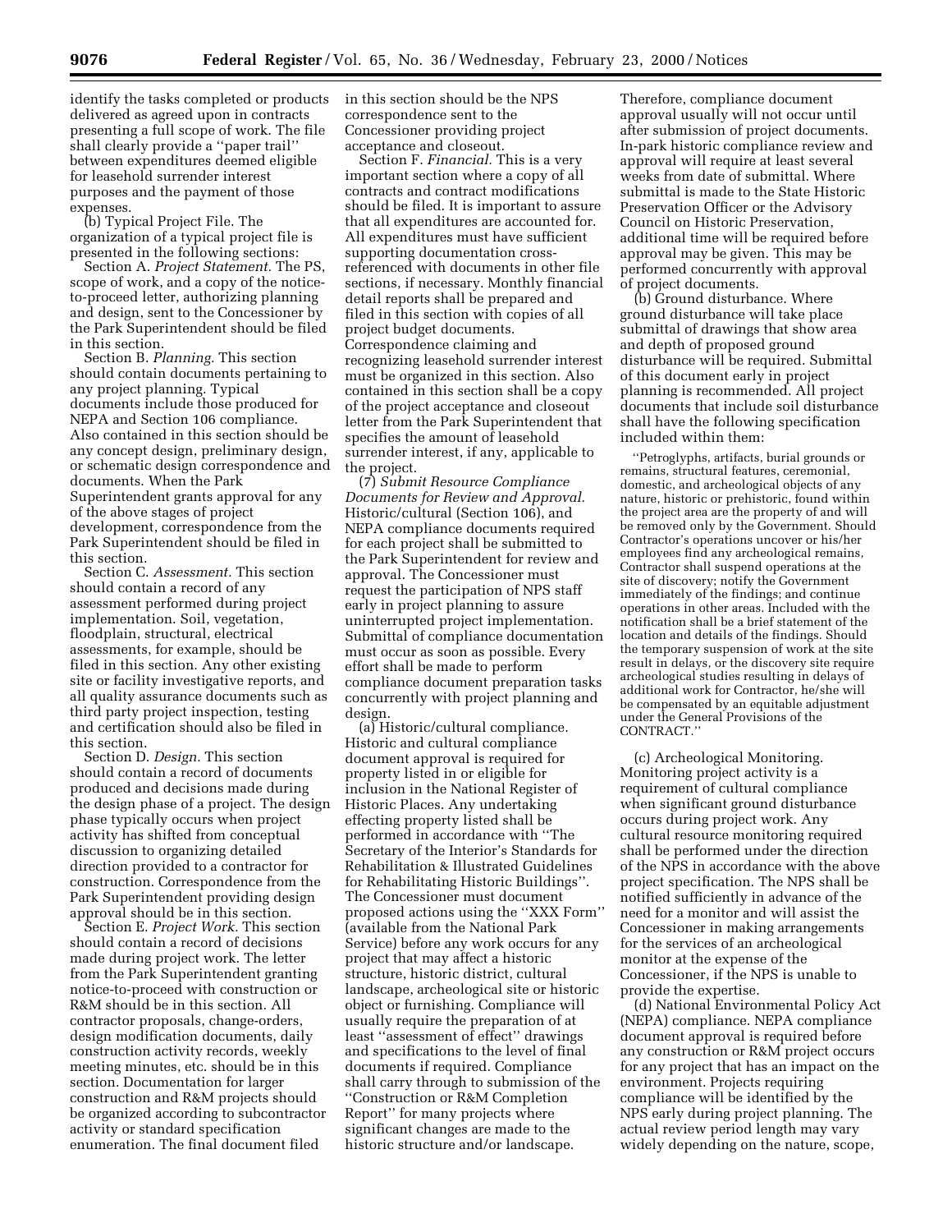identify the tasks completed or products delivered as agreed upon in contracts presenting a full scope of work. The file shall clearly provide a ''paper trail'' between expenditures deemed eligible for leasehold surrender interest purposes and the payment of those expenses.

(b) Typical Project File. The organization of a typical project file is presented in the following sections:

Section A. *Project Statement.* The PS, scope of work, and a copy of the notice-to-proceed letter, authorizing planning and design, sent to the Concessioner by the Park Superintendent should be filed in this section.

Section B. *Planning.* This section should contain documents pertaining to any project planning. Typical documents include those produced for NEPA and Section 106 compliance. Also contained in this section should be any concept design, preliminary design, or schematic design correspondence and documents. When the Park Superintendent grants approval for any of the above stages of project development, correspondence from the Park Superintendent should be filed in this section.

Section C. *Assessment.* This section should contain a record of any assessment performed during project implementation. Soil, vegetation, floodplain, structural, electrical assessments, for example, should be filed in this section. Any other existing site or facility investigative reports, and all quality assurance documents such as third party project inspection, testing and certification should also be filed in this section.

Section D. *Design.* This section should contain a record of documents produced and decisions made during the design phase of a project. The design phase typically occurs when project activity has shifted from conceptual discussion to organizing detailed direction provided to a contractor for construction. Correspondence from the Park Superintendent providing design approval should be in this section.

Section E. *Project Work.* This section should contain a record of decisions made during project work. The letter from the Park Superintendent granting notice-to-proceed with construction or R&M should be in this section. All contractor proposals, change-orders, design modification documents, daily construction activity records, weekly meeting minutes, etc. should be in this section. Documentation for larger construction and R&M projects should be organized according to subcontractor activity or standard specification enumeration. The final document filed in this section should be the NPS correspondence sent to the Concessioner providing project acceptance and closeout.

Section F. *Financial.* This is a very important section where a copy of all contracts and contract modifications should be filed. It is important to assure that all expenditures are accounted for. All expenditures must have sufficient supporting documentation cross-referenced with documents in other file sections, if necessary. Monthly financial detail reports shall be prepared and filed in this section with copies of all project budget documents. Correspondence claiming and recognizing leasehold surrender interest must be organized in this section. Also contained in this section shall be a copy of the project acceptance and closeout letter from the Park Superintendent that specifies the amount of leasehold surrender interest, if any, applicable to the project.

(7) *Submit Resource Compliance Documents for Review and Approval.* Historic/cultural (Section 106), and NEPA compliance documents required for each project shall be submitted to the Park Superintendent for review and approval. The Concessioner must request the participation of NPS staff early in project planning to assure uninterrupted project implementation. Submittal of compliance documentation must occur as soon as possible. Every effort shall be made to perform compliance document preparation tasks concurrently with project planning and design.

(a) Historic/cultural compliance. Historic and cultural compliance document approval is required for property listed in or eligible for inclusion in the National Register of Historic Places. Any undertaking effecting property listed shall be performed in accordance with ''The Secretary of the Interior's Standards for Rehabilitation & Illustrated Guidelines for Rehabilitating Historic Buildings''. The Concessioner must document proposed actions using the ''XXX Form'' (available from the National Park Service) before any work occurs for any project that may affect a historic structure, historic district, cultural landscape, archeological site or historic object or furnishing. Compliance will usually require the preparation of at least ''assessment of effect'' drawings and specifications to the level of final documents if required. Compliance shall carry through to submission of the ''Construction or R&M Completion Report'' for many projects where significant changes are made to the historic structure and/or landscape. Therefore, compliance document approval usually will not occur until after submission of project documents. In-park historic compliance review and approval will require at least several weeks from date of submittal. Where submittal is made to the State Historic Preservation Officer or the Advisory Council on Historic Preservation, additional time will be required before approval may be given. This may be performed concurrently with approval of project documents.

(b) Ground disturbance. Where ground disturbance will take place submittal of drawings that show area and depth of proposed ground disturbance will be required. Submittal of this document early in project planning is recommended. All project documents that include soil disturbance shall have the following specification included within them:

> ''Petroglyphs, artifacts, burial grounds or remains, structural features, ceremonial, domestic, and archeological objects of any nature, historic or prehistoric, found within the project area are the property of and will be removed only by the Government. Should Contractor's operations uncover or his/her employees find any archeological remains, Contractor shall suspend operations at the site of discovery; notify the Government immediately of the findings; and continue operations in other areas. Included with the notification shall be a brief statement of the location and details of the findings. Should the temporary suspension of work at the site result in delays, or the discovery site require archeological studies resulting in delays of additional work for Contractor, he/she will be compensated by an equitable adjustment under the General Provisions of the CONTRACT.''

(c) Archeological Monitoring. Monitoring project activity is a requirement of cultural compliance when significant ground disturbance occurs during project work. Any cultural resource monitoring required shall be performed under the direction of the NPS in accordance with the above project specification. The NPS shall be notified sufficiently in advance of the need for a monitor and will assist the Concessioner in making arrangements for the services of an archeological monitor at the expense of the Concessioner, if the NPS is unable to provide the expertise.

(d) National Environmental Policy Act (NEPA) compliance. NEPA compliance document approval is required before any construction or R&M project occurs for any project that has an impact on the environment. Projects requiring compliance will be identified by the NPS early during project planning. The actual review period length may vary widely depending on the nature, scope,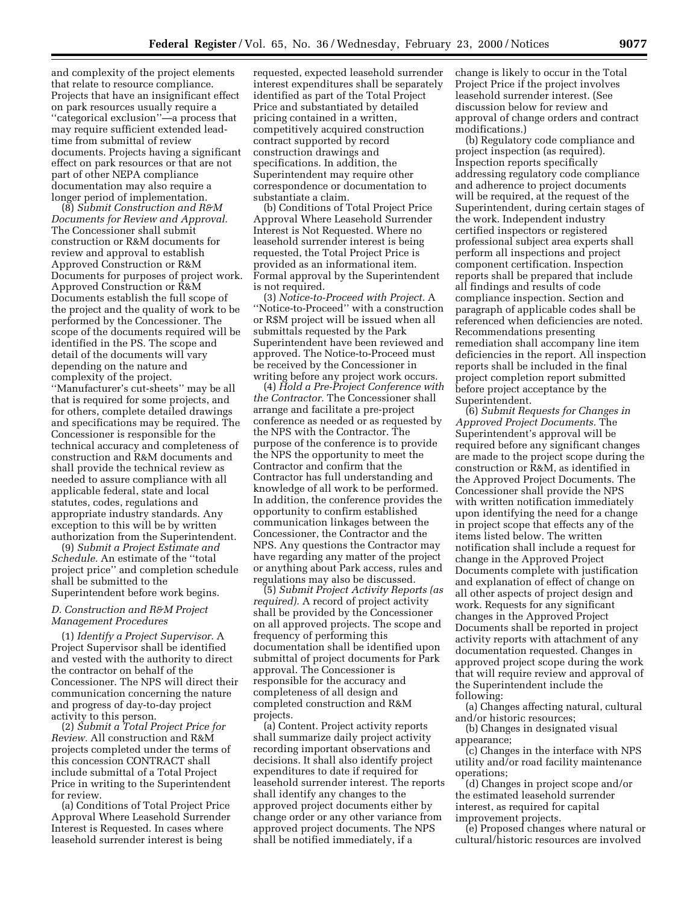and complexity of the project elements that relate to resource compliance. Projects that have an insignificant effect on park resources usually require a ''categorical exclusion''—a process that may require sufficient extended lead-time from submittal of review documents. Projects having a significant effect on park resources or that are not part of other NEPA compliance documentation may also require a longer period of implementation.

(8) *Submit Construction and R&M Documents for Review and Approval.* The Concessioner shall submit construction or R&M documents for review and approval to establish Approved Construction or R&M Documents for purposes of project work. Approved Construction or R&M Documents establish the full scope of the project and the quality of work to be performed by the Concessioner. The scope of the documents required will be identified in the PS. The scope and detail of the documents will vary depending on the nature and complexity of the project. ''Manufacturer's cut-sheets'' may be all that is required for some projects, and for others, complete detailed drawings and specifications may be required. The Concessioner is responsible for the technical accuracy and completeness of construction and R&M documents and shall provide the technical review as needed to assure compliance with all applicable federal, state and local statutes, codes, regulations and appropriate industry standards. Any exception to this will be by written authorization from the Superintendent.

(9) *Submit a Project Estimate and Schedule.* An estimate of the ''total project price'' and completion schedule shall be submitted to the Superintendent before work begins.

*D. Construction and R&M Project Management Procedures*

(1) *Identify a Project Supervisor.* A Project Supervisor shall be identified and vested with the authority to direct the contractor on behalf of the Concessioner. The NPS will direct their communication concerning the nature and progress of day-to-day project activity to this person.

(2) *Submit a Total Project Price for Review.* All construction and R&M projects completed under the terms of this concession CONTRACT shall include submittal of a Total Project Price in writing to the Superintendent for review.

(a) Conditions of Total Project Price Approval Where Leasehold Surrender Interest is Requested. In cases where leasehold surrender interest is being requested, expected leasehold surrender interest expenditures shall be separately identified as part of the Total Project Price and substantiated by detailed pricing contained in a written, competitively acquired construction contract supported by record construction drawings and specifications. In addition, the Superintendent may require other correspondence or documentation to substantiate a claim.

(b) Conditions of Total Project Price Approval Where Leasehold Surrender Interest is Not Requested. Where no leasehold surrender interest is being requested, the Total Project Price is provided as an informational item. Formal approval by the Superintendent is not required.

(3) *Notice-to-Proceed with Project.* A ''Notice-to-Proceed'' with a construction or R$M project will be issued when all submittals requested by the Park Superintendent have been reviewed and approved. The Notice-to-Proceed must be received by the Concessioner in writing before any project work occurs.

(4) *Hold a Pre-Project Conference with the Contractor.* The Concessioner shall arrange and facilitate a pre-project conference as needed or as requested by the NPS with the Contractor. The purpose of the conference is to provide the NPS the opportunity to meet the Contractor and confirm that the Contractor has full understanding and knowledge of all work to be performed. In addition, the conference provides the opportunity to confirm established communication linkages between the Concessioner, the Contractor and the NPS. Any questions the Contractor may have regarding any matter of the project or anything about Park access, rules and regulations may also be discussed.

(5) *Submit Project Activity Reports (as required).* A record of project activity shall be provided by the Concessioner on all approved projects. The scope and frequency of performing this documentation shall be identified upon submittal of project documents for Park approval. The Concessioner is responsible for the accuracy and completeness of all design and completed construction and R&M projects.

(a) Content. Project activity reports shall summarize daily project activity recording important observations and decisions. It shall also identify project expenditures to date if required for leasehold surrender interest. The reports shall identify any changes to the approved project documents either by change order or any other variance from approved project documents. The NPS shall be notified immediately, if a change is likely to occur in the Total Project Price if the project involves leasehold surrender interest. (See discussion below for review and approval of change orders and contract modifications.)

(b) Regulatory code compliance and project inspection (as required). Inspection reports specifically addressing regulatory code compliance and adherence to project documents will be required, at the request of the Superintendent, during certain stages of the work. Independent industry certified inspectors or registered professional subject area experts shall perform all inspections and project component certification. Inspection reports shall be prepared that include all findings and results of code compliance inspection. Section and paragraph of applicable codes shall be referenced when deficiencies are noted. Recommendations presenting remediation shall accompany line item deficiencies in the report. All inspection reports shall be included in the final project completion report submitted before project acceptance by the Superintendent.

(6) *Submit Requests for Changes in Approved Project Documents.* The Superintendent's approval will be required before any significant changes are made to the project scope during the construction or R&M, as identified in the Approved Project Documents. The Concessioner shall provide the NPS with written notification immediately upon identifying the need for a change in project scope that effects any of the items listed below. The written notification shall include a request for change in the Approved Project Documents complete with justification and explanation of effect of change on all other aspects of project design and work. Requests for any significant changes in the Approved Project Documents shall be reported in project activity reports with attachment of any documentation requested. Changes in approved project scope during the work that will require review and approval of the Superintendent include the following:

(a) Changes affecting natural, cultural and/or historic resources;

(b) Changes in designated visual appearance;

(c) Changes in the interface with NPS utility and/or road facility maintenance operations;

(d) Changes in project scope and/or the estimated leasehold surrender interest, as required for capital improvement projects.

(e) Proposed changes where natural or cultural/historic resources are involved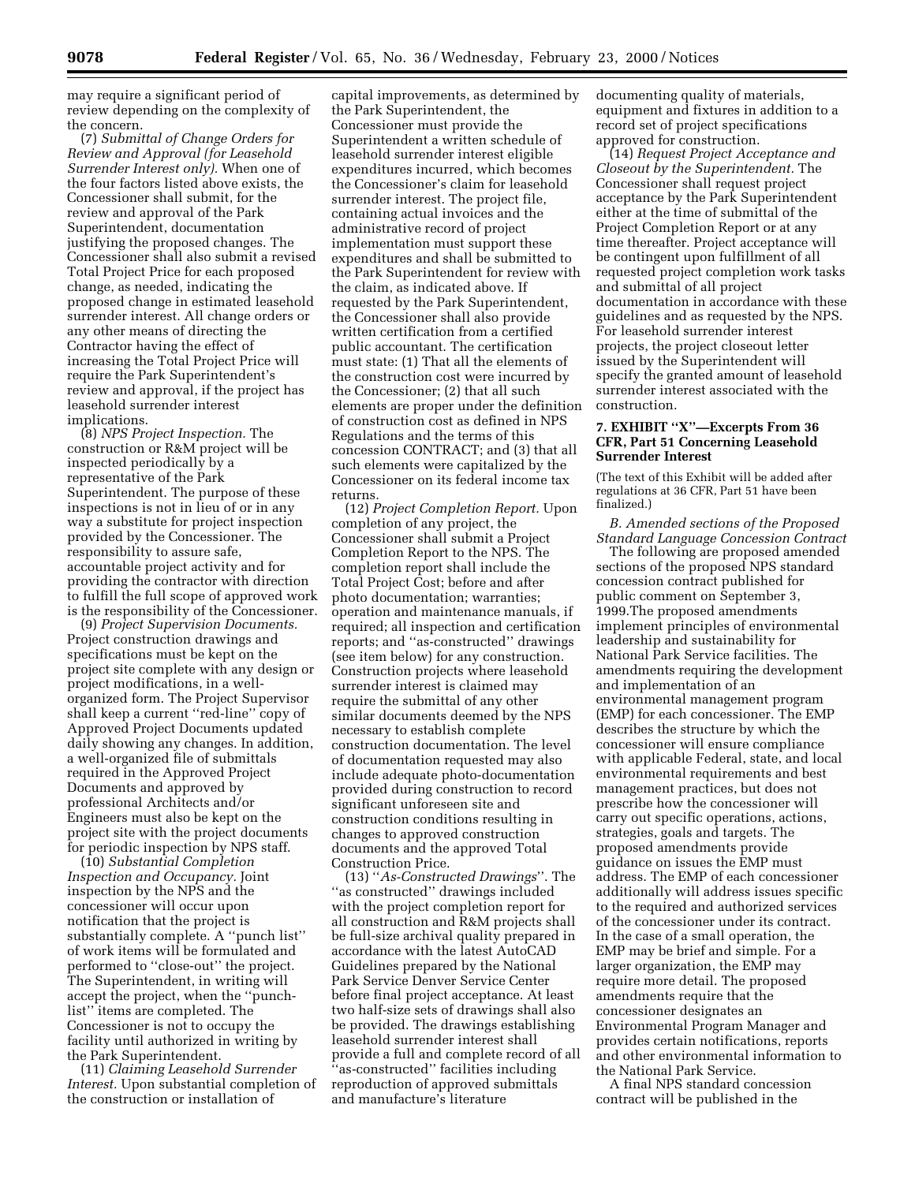may require a significant period of review depending on the complexity of the concern.

(7) *Submittal of Change Orders for Review and Approval (for Leasehold Surrender Interest only).* When one of the four factors listed above exists, the Concessioner shall submit, for the review and approval of the Park Superintendent, documentation justifying the proposed changes. The Concessioner shall also submit a revised Total Project Price for each proposed change, as needed, indicating the proposed change in estimated leasehold surrender interest. All change orders or any other means of directing the Contractor having the effect of increasing the Total Project Price will require the Park Superintendent's review and approval, if the project has leasehold surrender interest implications.

(8) *NPS Project Inspection.* The construction or R&M project will be inspected periodically by a representative of the Park Superintendent. The purpose of these inspections is not in lieu of or in any way a substitute for project inspection provided by the Concessioner. The responsibility to assure safe, accountable project activity and for providing the contractor with direction to fulfill the full scope of approved work is the responsibility of the Concessioner.

(9) *Project Supervision Documents.* Project construction drawings and specifications must be kept on the project site complete with any design or project modifications, in a well-organized form. The Project Supervisor shall keep a current "red-line" copy of Approved Project Documents updated daily showing any changes. In addition, a well-organized file of submittals required in the Approved Project Documents and approved by professional Architects and/or Engineers must also be kept on the project site with the project documents for periodic inspection by NPS staff.

(10) *Substantial Completion Inspection and Occupancy.* Joint inspection by the NPS and the concessioner will occur upon notification that the project is substantially complete. A "punch list" of work items will be formulated and performed to "close-out" the project. The Superintendent, in writing will accept the project, when the "punch-list" items are completed. The Concessioner is not to occupy the facility until authorized in writing by the Park Superintendent.

(11) *Claiming Leasehold Surrender Interest.* Upon substantial completion of the construction or installation of capital improvements, as determined by the Park Superintendent, the Concessioner must provide the Superintendent a written schedule of leasehold surrender interest eligible expenditures incurred, which becomes the Concessioner's claim for leasehold surrender interest. The project file, containing actual invoices and the administrative record of project implementation must support these expenditures and shall be submitted to the Park Superintendent for review with the claim, as indicated above. If requested by the Park Superintendent, the Concessioner shall also provide written certification from a certified public accountant. The certification must state: (1) That all the elements of the construction cost were incurred by the Concessioner; (2) that all such elements are proper under the definition of construction cost as defined in NPS Regulations and the terms of this concession CONTRACT; and (3) that all such elements were capitalized by the Concessioner on its federal income tax returns.

(12) *Project Completion Report.* Upon completion of any project, the Concessioner shall submit a Project Completion Report to the NPS. The completion report shall include the Total Project Cost; before and after photo documentation; warranties; operation and maintenance manuals, if required; all inspection and certification reports; and "as-constructed" drawings (see item below) for any construction. Construction projects where leasehold surrender interest is claimed may require the submittal of any other similar documents deemed by the NPS necessary to establish complete construction documentation. The level of documentation requested may also include adequate photo-documentation provided during construction to record significant unforeseen site and construction conditions resulting in changes to approved construction documents and the approved Total Construction Price.

(13) "*As-Constructed Drawings*". The "as constructed" drawings included with the project completion report for all construction and R&M projects shall be full-size archival quality prepared in accordance with the latest AutoCAD Guidelines prepared by the National Park Service Denver Service Center before final project acceptance. At least two half-size sets of drawings shall also be provided. The drawings establishing leasehold surrender interest shall provide a full and complete record of all "as-constructed" facilities including reproduction of approved submittals and manufacture's literature documenting quality of materials, equipment and fixtures in addition to a record set of project specifications approved for construction.

(14) *Request Project Acceptance and Closeout by the Superintendent.* The Concessioner shall request project acceptance by the Park Superintendent either at the time of submittal of the Project Completion Report or at any time thereafter. Project acceptance will be contingent upon fulfillment of all requested project completion work tasks and submittal of all project documentation in accordance with these guidelines and as requested by the NPS. For leasehold surrender interest projects, the project closeout letter issued by the Superintendent will specify the granted amount of leasehold surrender interest associated with the construction.

**7. EXHIBIT "X"—Excerpts From 36 CFR, Part 51 Concerning Leasehold Surrender Interest**

(The text of this Exhibit will be added after regulations at 36 CFR, Part 51 have been finalized.)

*B. Amended sections of the Proposed Standard Language Concession Contract*

The following are proposed amended sections of the proposed NPS standard concession contract published for public comment on September 3, 1999.The proposed amendments implement principles of environmental leadership and sustainability for National Park Service facilities. The amendments requiring the development and implementation of an environmental management program (EMP) for each concessioner. The EMP describes the structure by which the concessioner will ensure compliance with applicable Federal, state, and local environmental requirements and best management practices, but does not prescribe how the concessioner will carry out specific operations, actions, strategies, goals and targets. The proposed amendments provide guidance on issues the EMP must address. The EMP of each concessioner additionally will address issues specific to the required and authorized services of the concessioner under its contract. In the case of a small operation, the EMP may be brief and simple. For a larger organization, the EMP may require more detail. The proposed amendments require that the concessioner designates an Environmental Program Manager and provides certain notifications, reports and other environmental information to the National Park Service.

A final NPS standard concession contract will be published in the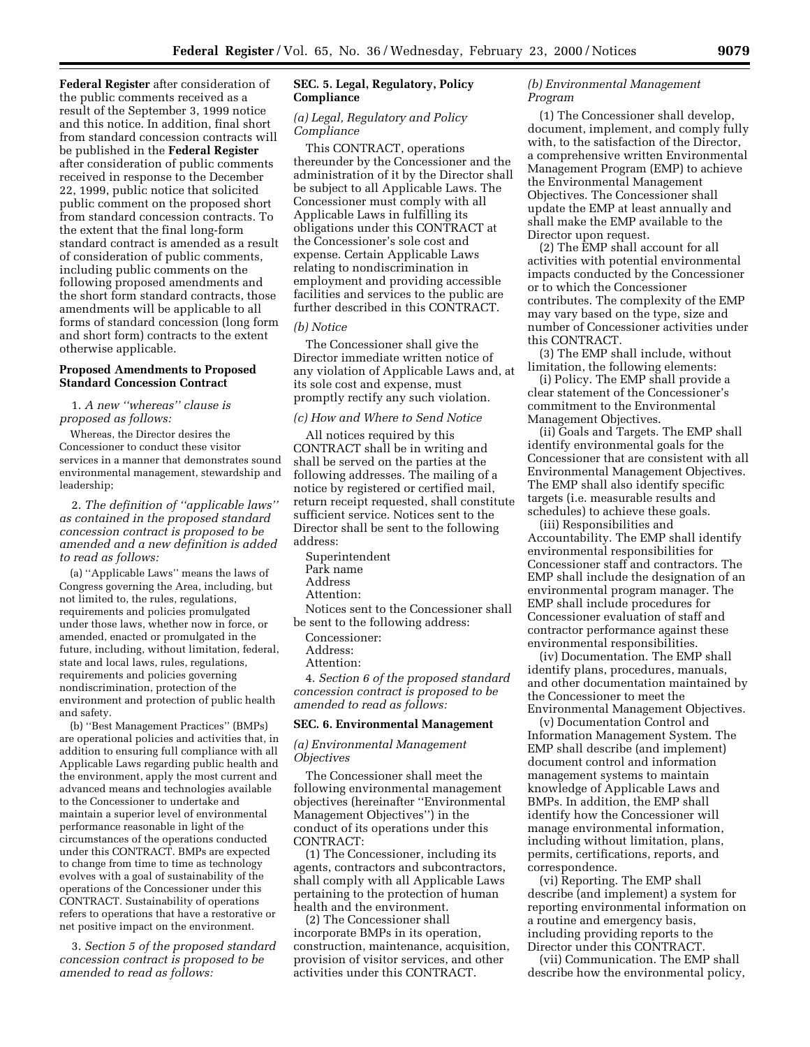**Federal Register** after consideration of the public comments received as a result of the September 3, 1999 notice and this notice. In addition, final short from standard concession contracts will be published in the **Federal Register** after consideration of public comments received in response to the December 22, 1999, public notice that solicited public comment on the proposed short from standard concession contracts. To the extent that the final long-form standard contract is amended as a result of consideration of public comments, including public comments on the following proposed amendments and the short form standard contracts, those amendments will be applicable to all forms of standard concession (long form and short form) contracts to the extent otherwise applicable.

### Proposed Amendments to Proposed Standard Concession Contract

1. *A new ''whereas'' clause is proposed as follows:*

Whereas, the Director desires the Concessioner to conduct these visitor services in a manner that demonstrates sound environmental management, stewardship and leadership;

2. *The definition of ''applicable laws'' as contained in the proposed standard concession contract is proposed to be amended and a new definition is added to read as follows:*

(a) ''Applicable Laws'' means the laws of Congress governing the Area, including, but not limited to, the rules, regulations, requirements and policies promulgated under those laws, whether now in force, or amended, enacted or promulgated in the future, including, without limitation, federal, state and local laws, rules, regulations, requirements and policies governing nondiscrimination, protection of the environment and protection of public health and safety.

(b) ''Best Management Practices'' (BMPs) are operational policies and activities that, in addition to ensuring full compliance with all Applicable Laws regarding public health and the environment, apply the most current and advanced means and technologies available to the Concessioner to undertake and maintain a superior level of environmental performance reasonable in light of the circumstances of the operations conducted under this CONTRACT. BMPs are expected to change from time to time as technology evolves with a goal of sustainability of the operations of the Concessioner under this CONTRACT. Sustainability of operations refers to operations that have a restorative or net positive impact on the environment.

3. *Section 5 of the proposed standard concession contract is proposed to be amended to read as follows:*

### SEC. 5. Legal, Regulatory, Policy Compliance

*(a) Legal, Regulatory and Policy Compliance*

This CONTRACT, operations thereunder by the Concessioner and the administration of it by the Director shall be subject to all Applicable Laws. The Concessioner must comply with all Applicable Laws in fulfilling its obligations under this CONTRACT at the Concessioner's sole cost and expense. Certain Applicable Laws relating to nondiscrimination in employment and providing accessible facilities and services to the public are further described in this CONTRACT.

*(b) Notice*

The Concessioner shall give the Director immediate written notice of any violation of Applicable Laws and, at its sole cost and expense, must promptly rectify any such violation.

*(c) How and Where to Send Notice*

All notices required by this CONTRACT shall be in writing and shall be served on the parties at the following addresses. The mailing of a notice by registered or certified mail, return receipt requested, shall constitute sufficient service. Notices sent to the Director shall be sent to the following address:

Superintendent
Park name
Address
Attention:

Notices sent to the Concessioner shall be sent to the following address:

Concessioner:
Address:
Attention:

4. *Section 6 of the proposed standard concession contract is proposed to be amended to read as follows:*

### SEC. 6. Environmental Management

*(a) Environmental Management Objectives*

The Concessioner shall meet the following environmental management objectives (hereinafter ''Environmental Management Objectives'') in the conduct of its operations under this CONTRACT:

(1) The Concessioner, including its agents, contractors and subcontractors, shall comply with all Applicable Laws pertaining to the protection of human health and the environment.

(2) The Concessioner shall incorporate BMPs in its operation, construction, maintenance, acquisition, provision of visitor services, and other activities under this CONTRACT.

*(b) Environmental Management Program*

(1) The Concessioner shall develop, document, implement, and comply fully with, to the satisfaction of the Director, a comprehensive written Environmental Management Program (EMP) to achieve the Environmental Management Objectives. The Concessioner shall update the EMP at least annually and shall make the EMP available to the Director upon request.

(2) The EMP shall account for all activities with potential environmental impacts conducted by the Concessioner or to which the Concessioner contributes. The complexity of the EMP may vary based on the type, size and number of Concessioner activities under this CONTRACT.

(3) The EMP shall include, without limitation, the following elements:

(i) Policy. The EMP shall provide a clear statement of the Concessioner's commitment to the Environmental Management Objectives.

(ii) Goals and Targets. The EMP shall identify environmental goals for the Concessioner that are consistent with all Environmental Management Objectives. The EMP shall also identify specific targets (i.e. measurable results and schedules) to achieve these goals.

(iii) Responsibilities and Accountability. The EMP shall identify environmental responsibilities for Concessioner staff and contractors. The EMP shall include the designation of an environmental program manager. The EMP shall include procedures for Concessioner evaluation of staff and contractor performance against these environmental responsibilities.

(iv) Documentation. The EMP shall identify plans, procedures, manuals, and other documentation maintained by the Concessioner to meet the Environmental Management Objectives.

(v) Documentation Control and Information Management System. The EMP shall describe (and implement) document control and information management systems to maintain knowledge of Applicable Laws and BMPs. In addition, the EMP shall identify how the Concessioner will manage environmental information, including without limitation, plans, permits, certifications, reports, and correspondence.

(vi) Reporting. The EMP shall describe (and implement) a system for reporting environmental information on a routine and emergency basis, including providing reports to the Director under this CONTRACT.

(vii) Communication. The EMP shall describe how the environmental policy,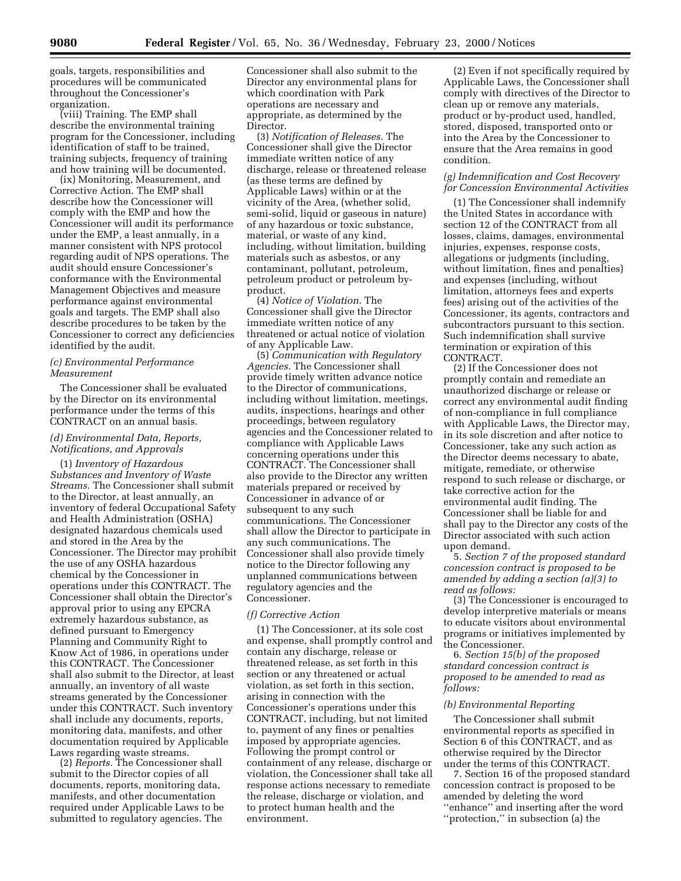goals, targets, responsibilities and procedures will be communicated throughout the Concessioner's organization.

(viii) Training. The EMP shall describe the environmental training program for the Concessioner, including identification of staff to be trained, training subjects, frequency of training and how training will be documented.

(ix) Monitoring, Measurement, and Corrective Action. The EMP shall describe how the Concessioner will comply with the EMP and how the Concessioner will audit its performance under the EMP, a least annually, in a manner consistent with NPS protocol regarding audit of NPS operations. The audit should ensure Concessioner's conformance with the Environmental Management Objectives and measure performance against environmental goals and targets. The EMP shall also describe procedures to be taken by the Concessioner to correct any deficiencies identified by the audit.

*(c) Environmental Performance Measurement*

The Concessioner shall be evaluated by the Director on its environmental performance under the terms of this CONTRACT on an annual basis.

*(d) Environmental Data, Reports, Notifications, and Approvals*

(1) *Inventory of Hazardous Substances and Inventory of Waste Streams.* The Concessioner shall submit to the Director, at least annually, an inventory of federal Occupational Safety and Health Administration (OSHA) designated hazardous chemicals used and stored in the Area by the Concessioner. The Director may prohibit the use of any OSHA hazardous chemical by the Concessioner in operations under this CONTRACT. The Concessioner shall obtain the Director's approval prior to using any EPCRA extremely hazardous substance, as defined pursuant to Emergency Planning and Community Right to Know Act of 1986, in operations under this CONTRACT. The Concessioner shall also submit to the Director, at least annually, an inventory of all waste streams generated by the Concessioner under this CONTRACT. Such inventory shall include any documents, reports, monitoring data, manifests, and other documentation required by Applicable Laws regarding waste streams.

(2) *Reports.* The Concessioner shall submit to the Director copies of all documents, reports, monitoring data, manifests, and other documentation required under Applicable Laws to be submitted to regulatory agencies. The Concessioner shall also submit to the Director any environmental plans for which coordination with Park operations are necessary and appropriate, as determined by the Director.

(3) *Notification of Releases.* The Concessioner shall give the Director immediate written notice of any discharge, release or threatened release (as these terms are defined by Applicable Laws) within or at the vicinity of the Area, (whether solid, semi-solid, liquid or gaseous in nature) of any hazardous or toxic substance, material, or waste of any kind, including, without limitation, building materials such as asbestos, or any contaminant, pollutant, petroleum, petroleum product or petroleum by-product.

(4) *Notice of Violation.* The Concessioner shall give the Director immediate written notice of any threatened or actual notice of violation of any Applicable Law.

(5) *Communication with Regulatory Agencies.* The Concessioner shall provide timely written advance notice to the Director of communications, including without limitation, meetings, audits, inspections, hearings and other proceedings, between regulatory agencies and the Concessioner related to compliance with Applicable Laws concerning operations under this CONTRACT. The Concessioner shall also provide to the Director any written materials prepared or received by Concessioner in advance of or subsequent to any such communications. The Concessioner shall allow the Director to participate in any such communications. The Concessioner shall also provide timely notice to the Director following any unplanned communications between regulatory agencies and the Concessioner.

*(f) Corrective Action*

(1) The Concessioner, at its sole cost and expense, shall promptly control and contain any discharge, release or threatened release, as set forth in this section or any threatened or actual violation, as set forth in this section, arising in connection with the Concessioner's operations under this CONTRACT, including, but not limited to, payment of any fines or penalties imposed by appropriate agencies. Following the prompt control or containment of any release, discharge or violation, the Concessioner shall take all response actions necessary to remediate the release, discharge or violation, and to protect human health and the environment.

(2) Even if not specifically required by Applicable Laws, the Concessioner shall comply with directives of the Director to clean up or remove any materials, product or by-product used, handled, stored, disposed, transported onto or into the Area by the Concessioner to ensure that the Area remains in good condition.

*(g) Indemnification and Cost Recovery for Concession Environmental Activities*

(1) The Concessioner shall indemnify the United States in accordance with section 12 of the CONTRACT from all losses, claims, damages, environmental injuries, expenses, response costs, allegations or judgments (including, without limitation, fines and penalties) and expenses (including, without limitation, attorneys fees and experts fees) arising out of the activities of the Concessioner, its agents, contractors and subcontractors pursuant to this section. Such indemnification shall survive termination or expiration of this CONTRACT.

(2) If the Concessioner does not promptly contain and remediate an unauthorized discharge or release or correct any environmental audit finding of non-compliance in full compliance with Applicable Laws, the Director may, in its sole discretion and after notice to Concessioner, take any such action as the Director deems necessary to abate, mitigate, remediate, or otherwise respond to such release or discharge, or take corrective action for the environmental audit finding. The Concessioner shall be liable for and shall pay to the Director any costs of the Director associated with such action upon demand.

5. *Section 7 of the proposed standard concession contract is proposed to be amended by adding a section (a)(3) to read as follows:*

(3) The Concessioner is encouraged to develop interpretive materials or means to educate visitors about environmental programs or initiatives implemented by the Concessioner.

6. *Section 15(b) of the proposed standard concession contract is proposed to be amended to read as follows:*

*(b) Environmental Reporting*

The Concessioner shall submit environmental reports as specified in Section 6 of this CONTRACT, and as otherwise required by the Director under the terms of this CONTRACT.

7. Section 16 of the proposed standard concession contract is proposed to be amended by deleting the word "enhance" and inserting after the word "protection," in subsection (a) the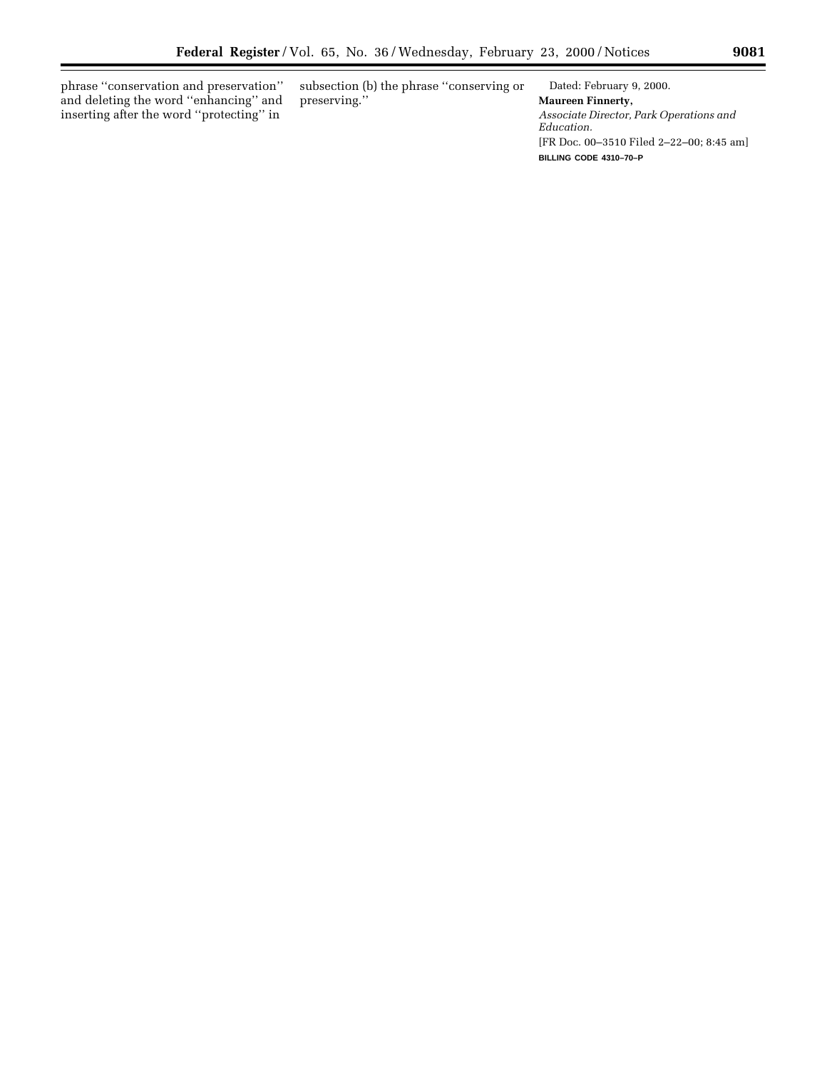phrase ''conservation and preservation'' and deleting the word ''enhancing'' and inserting after the word ''protecting'' in subsection (b) the phrase ''conserving or preserving.''

Dated: February 9, 2000.

**Maureen Finnerty,**

*Associate Director, Park Operations and Education.*

[FR Doc. 00–3510 Filed 2–22–00; 8:45 am]

**BILLING CODE 4310–70–P**